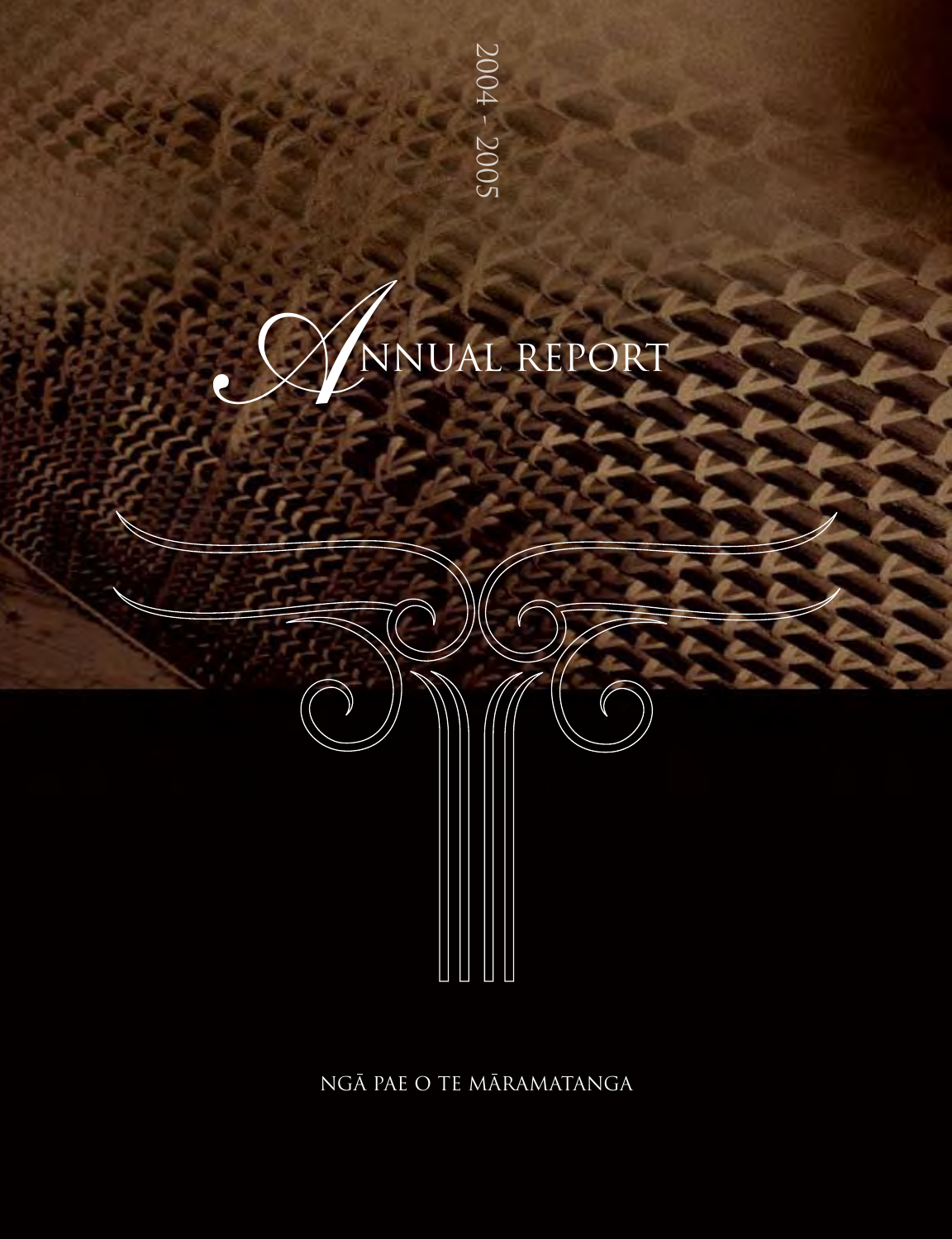2004 - 2005

# Annual Report

NGĀ PAE O TE MĀRAMATANGA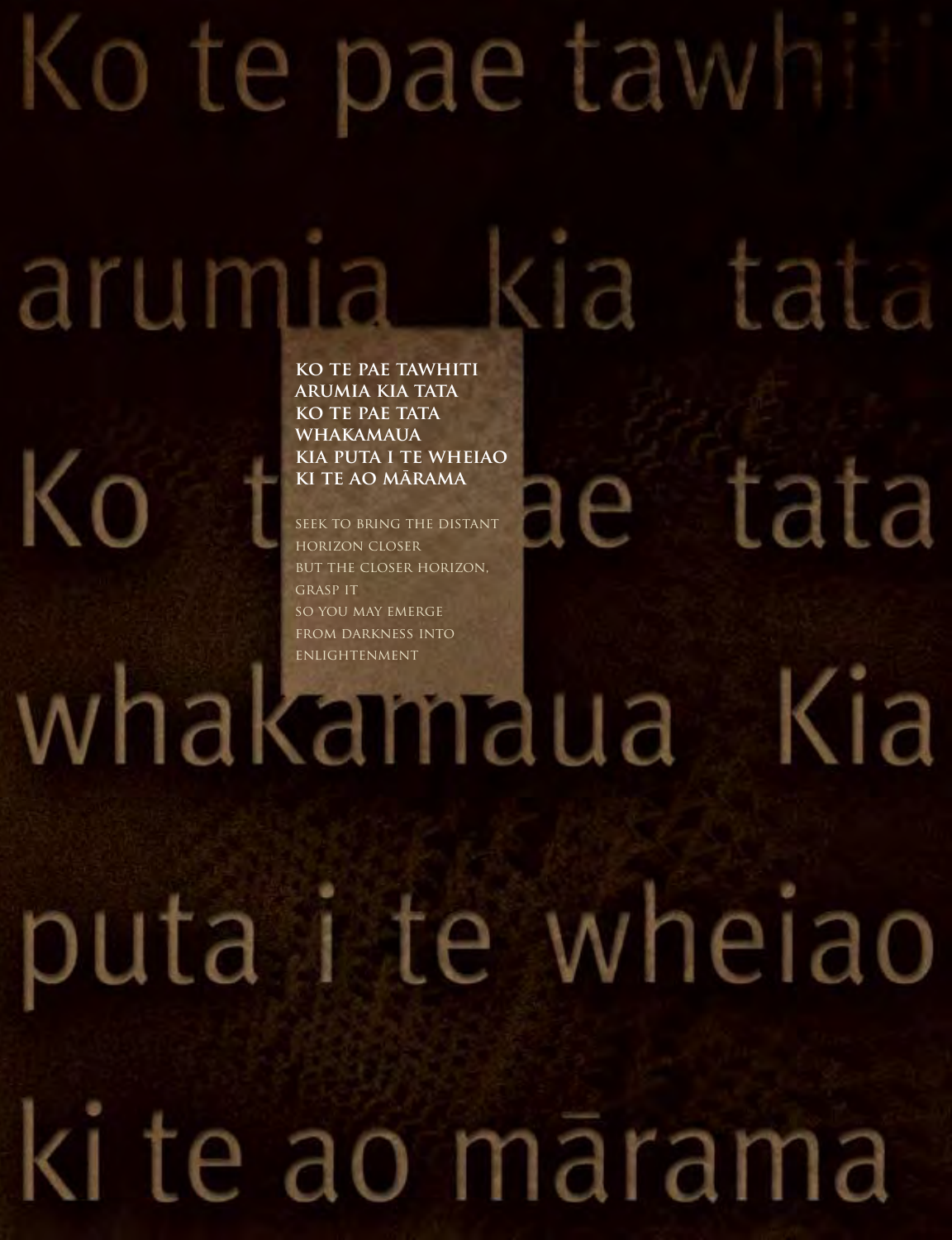**KO TE PAE TAWHITI
ARUMIA KIA TATA
KO TE PAE TATA
WHAKAMAUA
KIA PUTA I TE WHEIAO
KI TE AO MĀRAMA**

SEEK TO BRING THE DISTANT
HORIZON CLOSER
BUT THE CLOSER HORIZON,
GRASP IT
SO YOU MAY EMERGE
FROM DARKNESS INTO
ENLIGHTENMENT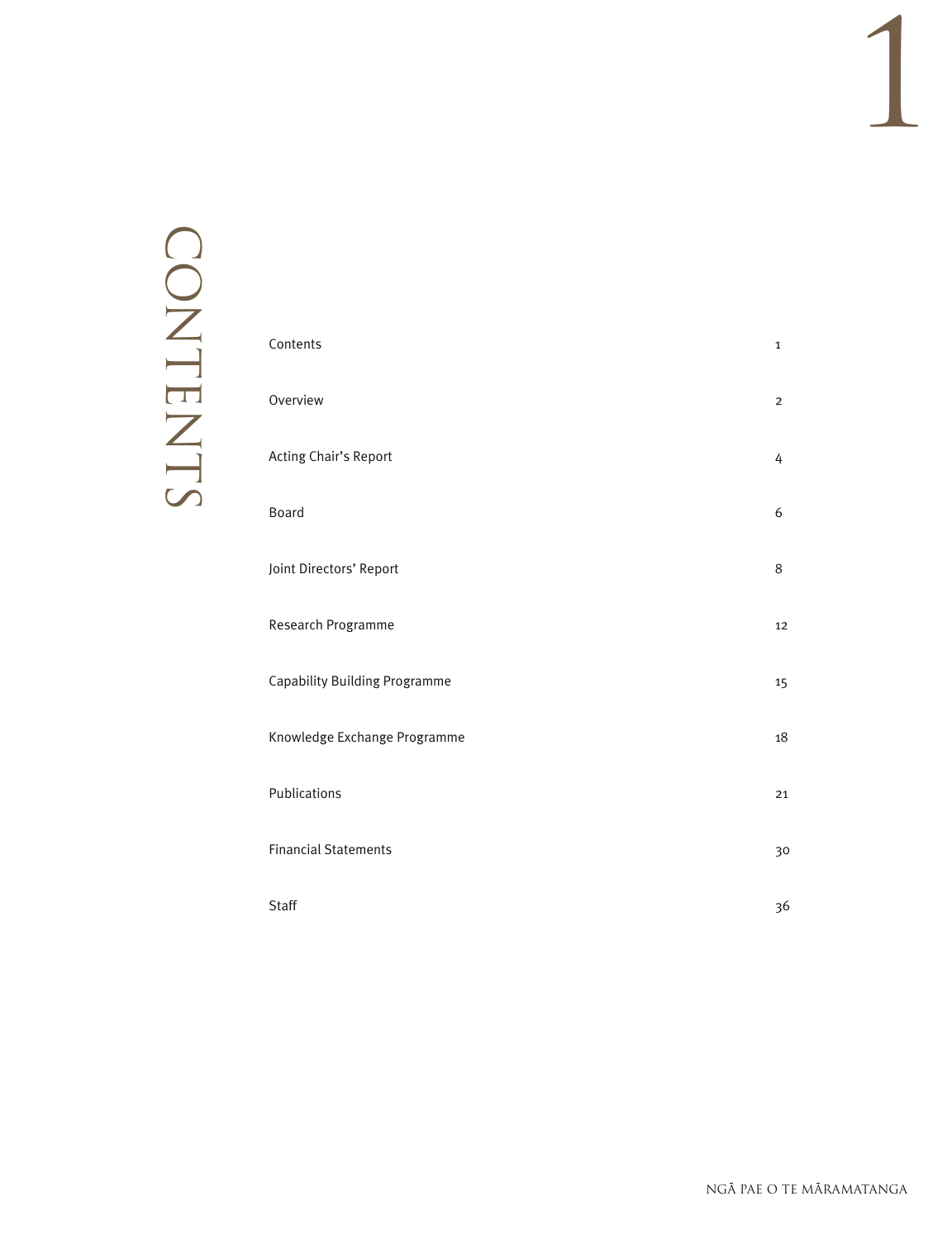# CONTENTS

| | |
|---|---|
| Contents | 1 |
| Overview | 2 |
| Acting Chair's Report | 4 |
| Board | 6 |
| Joint Directors' Report | 8 |
| Research Programme | 12 |
| Capability Building Programme | 15 |
| Knowledge Exchange Programme | 18 |
| Publications | 21 |
| Financial Statements | 30 |
| Staff | 36 |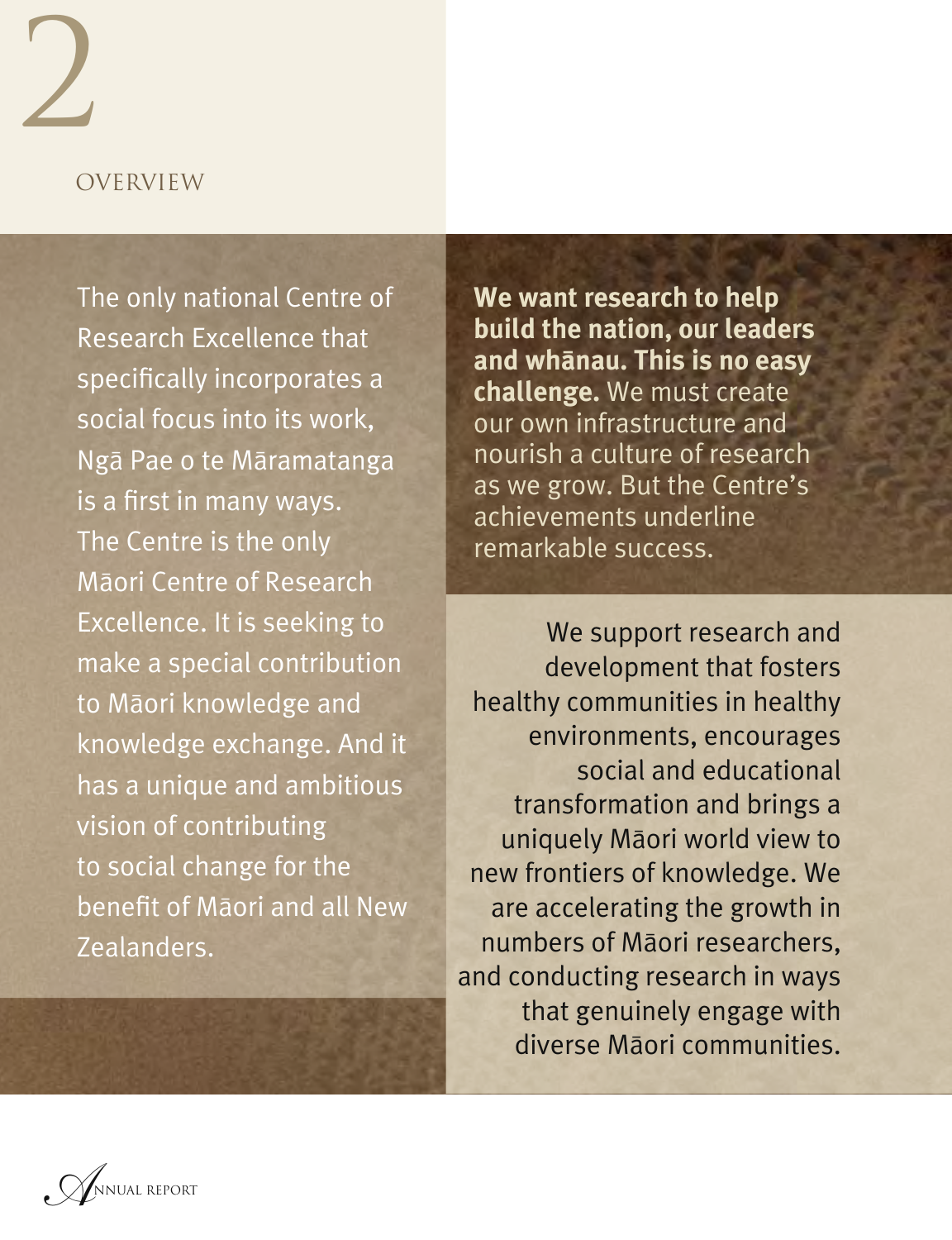# 2

## OVERVIEW

The only national Centre of Research Excellence that specifically incorporates a social focus into its work, Ngā Pae o te Māramatanga is a first in many ways. The Centre is the only Māori Centre of Research Excellence. It is seeking to make a special contribution to Māori knowledge and knowledge exchange. And it has a unique and ambitious vision of contributing to social change for the benefit of Māori and all New Zealanders.

**We want research to help build the nation, our leaders and whānau. This is no easy challenge.** We must create our own infrastructure and nourish a culture of research as we grow. But the Centre's achievements underline remarkable success.

We support research and development that fosters healthy communities in healthy environments, encourages social and educational transformation and brings a uniquely Māori world view to new frontiers of knowledge. We are accelerating the growth in numbers of Māori researchers, and conducting research in ways that genuinely engage with diverse Māori communities.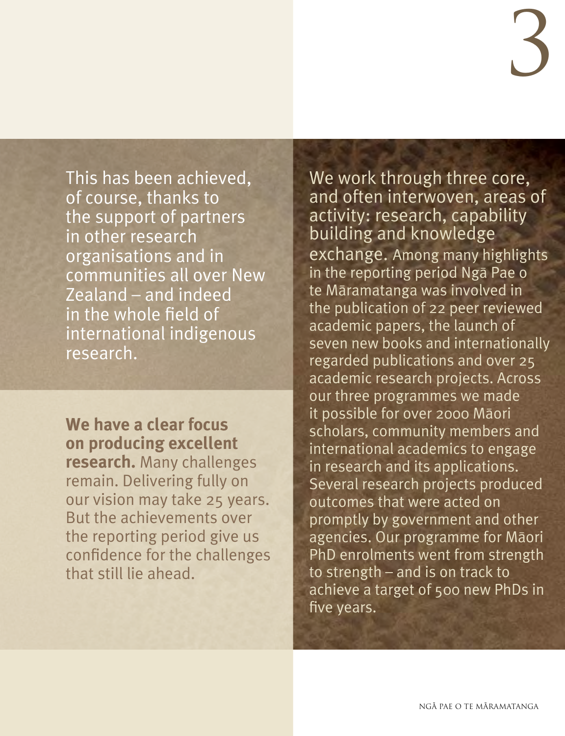This has been achieved, of course, thanks to the support of partners in other research organisations and in communities all over New Zealand – and indeed in the whole field of international indigenous research.

**We have a clear focus on producing excellent research.** Many challenges remain. Delivering fully on our vision may take 25 years. But the achievements over the reporting period give us confidence for the challenges that still lie ahead.

We work through three core, and often interwoven, areas of activity: research, capability building and knowledge exchange. Among many highlights in the reporting period Ngā Pae o te Māramatanga was involved in the publication of 22 peer reviewed academic papers, the launch of seven new books and internationally regarded publications and over 25 academic research projects. Across our three programmes we made it possible for over 2000 Māori scholars, community members and international academics to engage in research and its applications. Several research projects produced outcomes that were acted on promptly by government and other agencies. Our programme for Māori PhD enrolments went from strength to strength – and is on track to achieve a target of 500 new PhDs in five years.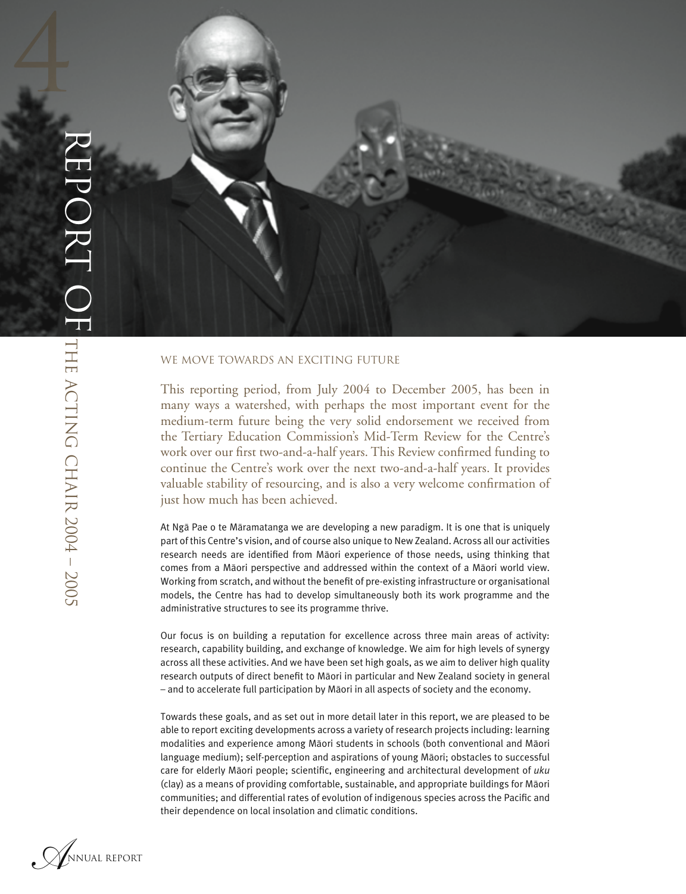# REPORT OF THE ACTING CHAIR 2004 – 2005

## WE MOVE TOWARDS AN EXCITING FUTURE

This reporting period, from July 2004 to December 2005, has been in many ways a watershed, with perhaps the most important event for the medium-term future being the very solid endorsement we received from the Tertiary Education Commission's Mid-Term Review for the Centre's work over our first two-and-a-half years. This Review confirmed funding to continue the Centre's work over the next two-and-a-half years. It provides valuable stability of resourcing, and is also a very welcome confirmation of just how much has been achieved.

At Ngā Pae o te Māramatanga we are developing a new paradigm. It is one that is uniquely part of this Centre's vision, and of course also unique to New Zealand. Across all our activities research needs are identified from Māori experience of those needs, using thinking that comes from a Māori perspective and addressed within the context of a Māori world view. Working from scratch, and without the benefit of pre-existing infrastructure or organisational models, the Centre has had to develop simultaneously both its work programme and the administrative structures to see its programme thrive.

Our focus is on building a reputation for excellence across three main areas of activity: research, capability building, and exchange of knowledge. We aim for high levels of synergy across all these activities. And we have been set high goals, as we aim to deliver high quality research outputs of direct benefit to Māori in particular and New Zealand society in general – and to accelerate full participation by Māori in all aspects of society and the economy.

Towards these goals, and as set out in more detail later in this report, we are pleased to be able to report exciting developments across a variety of research projects including: learning modalities and experience among Māori students in schools (both conventional and Māori language medium); self-perception and aspirations of young Māori; obstacles to successful care for elderly Māori people; scientific, engineering and architectural development of *uku* (clay) as a means of providing comfortable, sustainable, and appropriate buildings for Māori communities; and differential rates of evolution of indigenous species across the Pacific and their dependence on local insolation and climatic conditions.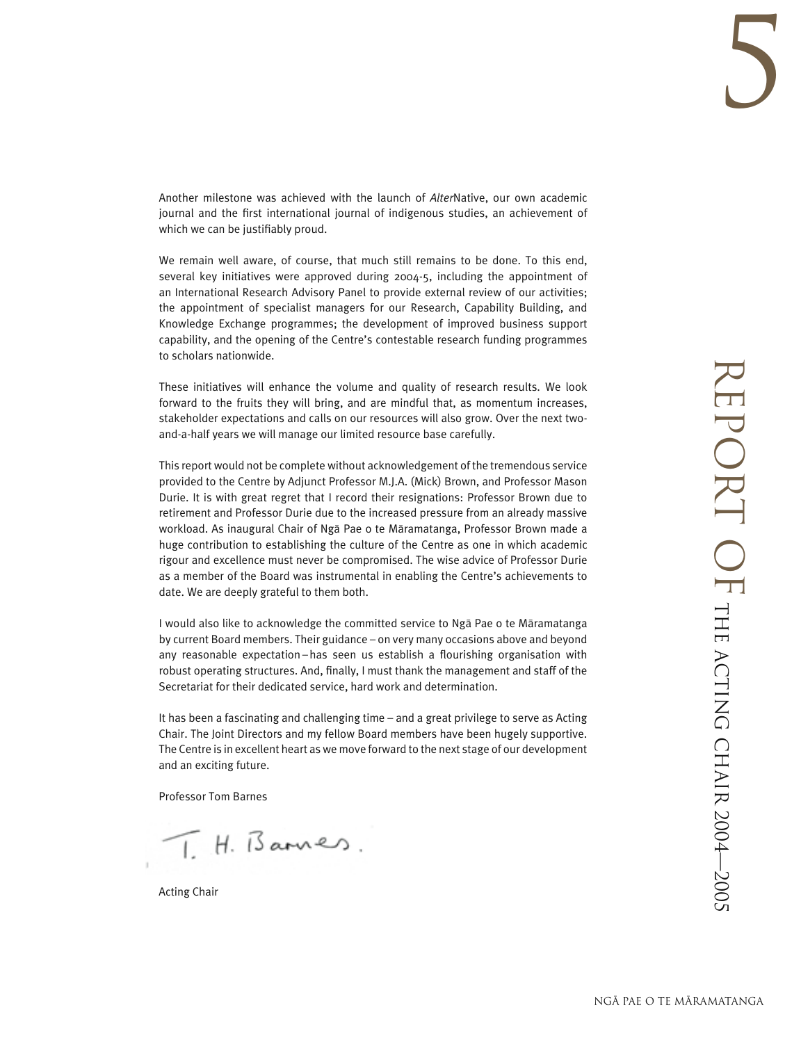Another milestone was achieved with the launch of *Alter*Native, our own academic journal and the first international journal of indigenous studies, an achievement of which we can be justifiably proud.

We remain well aware, of course, that much still remains to be done. To this end, several key initiatives were approved during 2004-5, including the appointment of an International Research Advisory Panel to provide external review of our activities; the appointment of specialist managers for our Research, Capability Building, and Knowledge Exchange programmes; the development of improved business support capability, and the opening of the Centre's contestable research funding programmes to scholars nationwide.

These initiatives will enhance the volume and quality of research results. We look forward to the fruits they will bring, and are mindful that, as momentum increases, stakeholder expectations and calls on our resources will also grow. Over the next two-and-a-half years we will manage our limited resource base carefully.

This report would not be complete without acknowledgement of the tremendous service provided to the Centre by Adjunct Professor M.J.A. (Mick) Brown, and Professor Mason Durie. It is with great regret that I record their resignations: Professor Brown due to retirement and Professor Durie due to the increased pressure from an already massive workload. As inaugural Chair of Ngā Pae o te Māramatanga, Professor Brown made a huge contribution to establishing the culture of the Centre as one in which academic rigour and excellence must never be compromised. The wise advice of Professor Durie as a member of the Board was instrumental in enabling the Centre's achievements to date. We are deeply grateful to them both.

I would also like to acknowledge the committed service to Ngā Pae o te Māramatanga by current Board members. Their guidance – on very many occasions above and beyond any reasonable expectation – has seen us establish a flourishing organisation with robust operating structures. And, finally, I must thank the management and staff of the Secretariat for their dedicated service, hard work and determination.

It has been a fascinating and challenging time – and a great privilege to serve as Acting Chair. The Joint Directors and my fellow Board members have been hugely supportive. The Centre is in excellent heart as we move forward to the next stage of our development and an exciting future.

Professor Tom Barnes

T. H. Barnes.

Acting Chair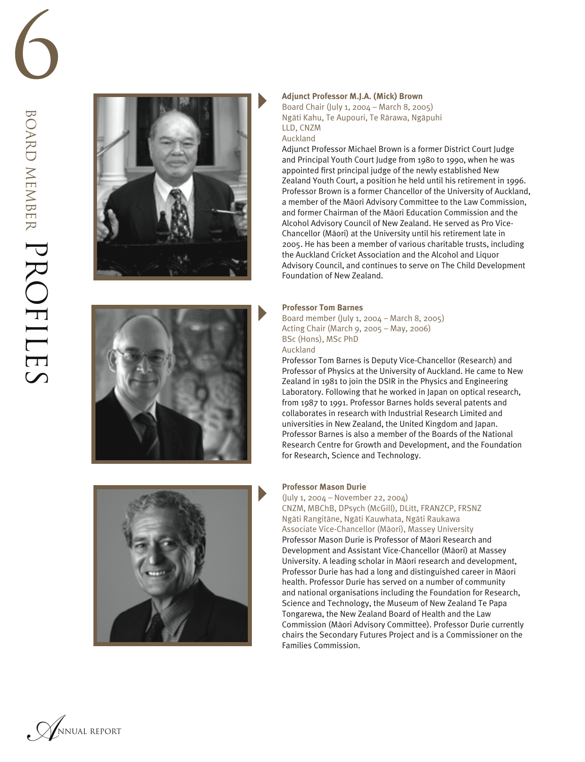# Board Member Profiles

**Adjunct Professor M.J.A. (Mick) Brown**
Board Chair (July 1, 2004 – March 8, 2005)
Ngāti Kahu, Te Aupouri, Te Rārawa, Ngāpuhi
LLD, CNZM
Auckland

Adjunct Professor Michael Brown is a former District Court Judge and Principal Youth Court Judge from 1980 to 1990, when he was appointed first principal judge of the newly established New Zealand Youth Court, a position he held until his retirement in 1996. Professor Brown is a former Chancellor of the University of Auckland, a member of the Māori Advisory Committee to the Law Commission, and former Chairman of the Māori Education Commission and the Alcohol Advisory Council of New Zealand. He served as Pro Vice-Chancellor (Māori) at the University until his retirement late in 2005. He has been a member of various charitable trusts, including the Auckland Cricket Association and the Alcohol and Liquor Advisory Council, and continues to serve on The Child Development Foundation of New Zealand.

**Professor Tom Barnes**
Board member (July 1, 2004 – March 8, 2005)
Acting Chair (March 9, 2005 – May, 2006)
BSc (Hons), MSc PhD
Auckland

Professor Tom Barnes is Deputy Vice-Chancellor (Research) and Professor of Physics at the University of Auckland. He came to New Zealand in 1981 to join the DSIR in the Physics and Engineering Laboratory. Following that he worked in Japan on optical research, from 1987 to 1991. Professor Barnes holds several patents and collaborates in research with Industrial Research Limited and universities in New Zealand, the United Kingdom and Japan. Professor Barnes is also a member of the Boards of the National Research Centre for Growth and Development, and the Foundation for Research, Science and Technology.

**Professor Mason Durie**
(July 1, 2004 – November 22, 2004)
CNZM, MBChB, DPsych (McGill), DLitt, FRANZCP, FRSNZ
Ngāti Rangitāne, Ngāti Kauwhata, Ngāti Raukawa
Associate Vice-Chancellor (Māori), Massey University

Professor Mason Durie is Professor of Māori Research and Development and Assistant Vice-Chancellor (Māori) at Massey University. A leading scholar in Māori research and development, Professor Durie has had a long and distinguished career in Māori health. Professor Durie has served on a number of community and national organisations including the Foundation for Research, Science and Technology, the Museum of New Zealand Te Papa Tongarewa, the New Zealand Board of Health and the Law Commission (Māori Advisory Committee). Professor Durie currently chairs the Secondary Futures Project and is a Commissioner on the Families Commission.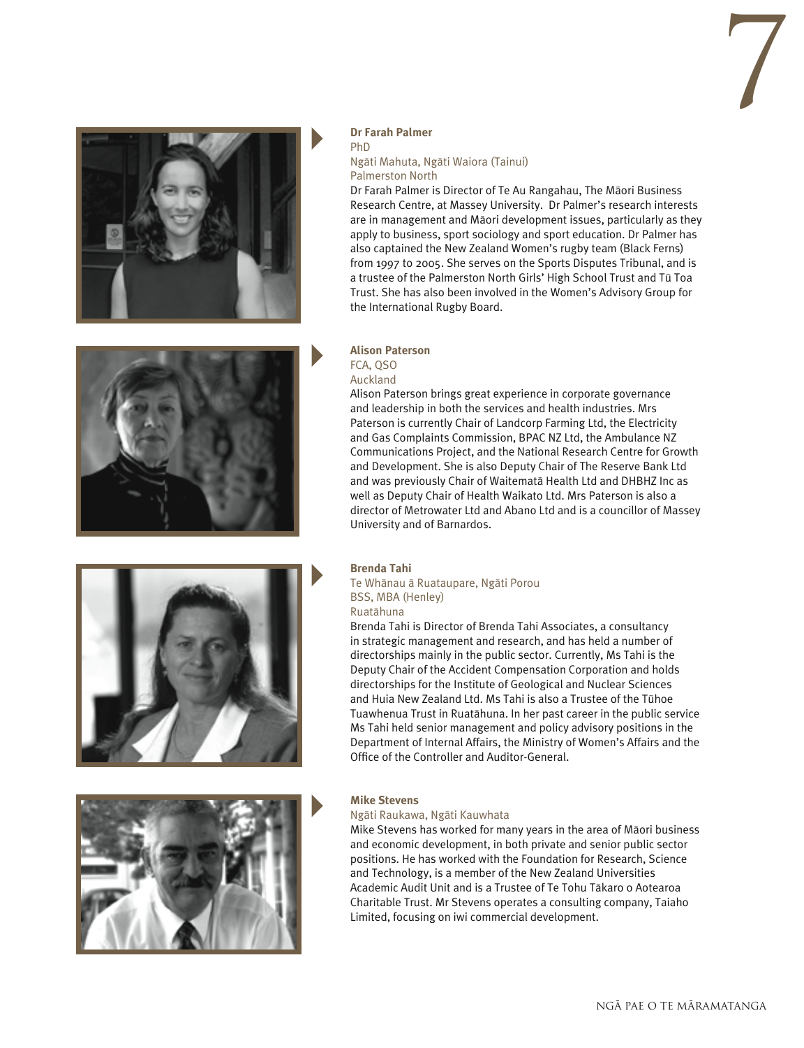**Dr Farah Palmer**
PhD
Ngāti Mahuta, Ngāti Waiora (Tainui)
Palmerston North

Dr Farah Palmer is Director of Te Au Rangahau, The Māori Business Research Centre, at Massey University. Dr Palmer's research interests are in management and Māori development issues, particularly as they apply to business, sport sociology and sport education. Dr Palmer has also captained the New Zealand Women's rugby team (Black Ferns) from 1997 to 2005. She serves on the Sports Disputes Tribunal, and is a trustee of the Palmerston North Girls' High School Trust and Tū Toa Trust. She has also been involved in the Women's Advisory Group for the International Rugby Board.

**Alison Paterson**
FCA, QSO
Auckland

Alison Paterson brings great experience in corporate governance and leadership in both the services and health industries. Mrs Paterson is currently Chair of Landcorp Farming Ltd, the Electricity and Gas Complaints Commission, BPAC NZ Ltd, the Ambulance NZ Communications Project, and the National Research Centre for Growth and Development. She is also Deputy Chair of The Reserve Bank Ltd and was previously Chair of Waitematā Health Ltd and DHBHZ Inc as well as Deputy Chair of Health Waikato Ltd. Mrs Paterson is also a director of Metrowater Ltd and Abano Ltd and is a councillor of Massey University and of Barnardos.

**Brenda Tahi**
Te Whānau ā Ruataupare, Ngāti Porou
BSS, MBA (Henley)
Ruatāhuna

Brenda Tahi is Director of Brenda Tahi Associates, a consultancy in strategic management and research, and has held a number of directorships mainly in the public sector. Currently, Ms Tahi is the Deputy Chair of the Accident Compensation Corporation and holds directorships for the Institute of Geological and Nuclear Sciences and Huia New Zealand Ltd. Ms Tahi is also a Trustee of the Tūhoe Tuawhenua Trust in Ruatāhuna. In her past career in the public service Ms Tahi held senior management and policy advisory positions in the Department of Internal Affairs, the Ministry of Women's Affairs and the Office of the Controller and Auditor-General.

**Mike Stevens**
Ngāti Raukawa, Ngāti Kauwhata

Mike Stevens has worked for many years in the area of Māori business and economic development, in both private and senior public sector positions. He has worked with the Foundation for Research, Science and Technology, is a member of the New Zealand Universities Academic Audit Unit and is a Trustee of Te Tohu Tākaro o Aotearoa Charitable Trust. Mr Stevens operates a consulting company, Taiaho Limited, focusing on iwi commercial development.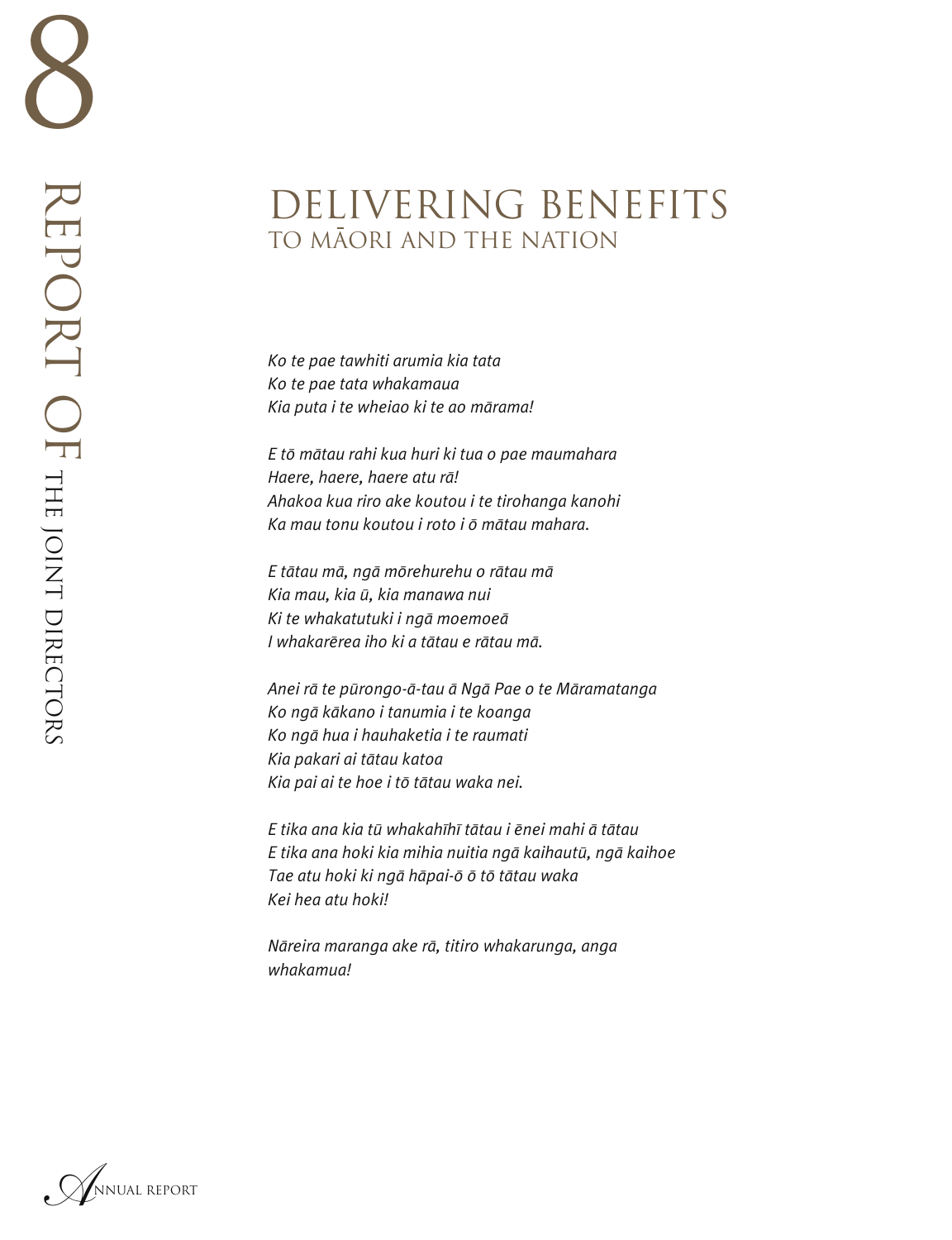# DELIVERING BENEFITS
## TO MĀORI AND THE NATION

*Ko te pae tawhiti arumia kia tata*
*Ko te pae tata whakamaua*
*Kia puta i te wheiao ki te ao mārama!*

*E tō mātau rahi kua huri ki tua o pae maumahara*
*Haere, haere, haere atu rā!*
*Ahakoa kua riro ake koutou i te tirohanga kanohi*
*Ka mau tonu koutou i roto i ō mātau mahara.*

*E tātau mā, ngā mōrehurehu o rātau mā*
*Kia mau, kia ū, kia manawa nui*
*Ki te whakatutuki i ngā moemoeā*
*I whakarērea iho ki a tātau e rātau mā.*

*Anei rā te pūrongo-ā-tau ā Ngā Pae o te Māramatanga*
*Ko ngā kākano i tanumia i te koanga*
*Ko ngā hua i hauhaketia i te raumati*
*Kia pakari ai tātau katoa*
*Kia pai ai te hoe i tō tātau waka nei.*

*E tika ana kia tū whakahīhī tātau i ēnei mahi ā tātau*
*E tika ana hoki kia mihia nuitia ngā kaihautū, ngā kaihoe*
*Tae atu hoki ki ngā hāpai-ō ō tō tātau waka*
*Kei hea atu hoki!*

*Nāreira maranga ake rā, titiro whakarunga, anga whakamua!*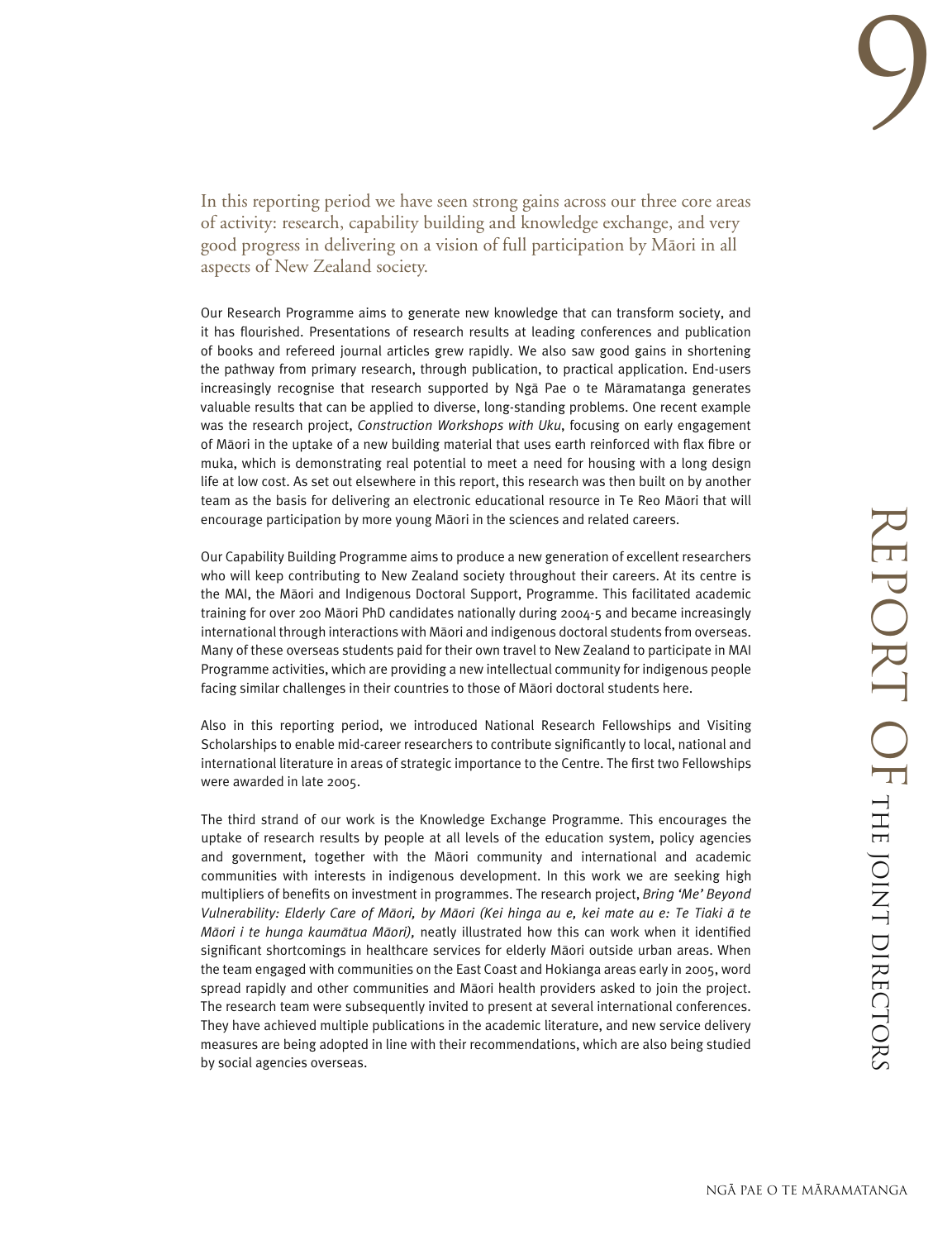# Report of the Joint Directors

In this reporting period we have seen strong gains across our three core areas of activity: research, capability building and knowledge exchange, and very good progress in delivering on a vision of full participation by Māori in all aspects of New Zealand society.

Our Research Programme aims to generate new knowledge that can transform society, and it has flourished. Presentations of research results at leading conferences and publication of books and refereed journal articles grew rapidly. We also saw good gains in shortening the pathway from primary research, through publication, to practical application. End-users increasingly recognise that research supported by Ngā Pae o te Māramatanga generates valuable results that can be applied to diverse, long-standing problems. One recent example was the research project, *Construction Workshops with Uku*, focusing on early engagement of Māori in the uptake of a new building material that uses earth reinforced with flax fibre or muka, which is demonstrating real potential to meet a need for housing with a long design life at low cost. As set out elsewhere in this report, this research was then built on by another team as the basis for delivering an electronic educational resource in Te Reo Māori that will encourage participation by more young Māori in the sciences and related careers.

Our Capability Building Programme aims to produce a new generation of excellent researchers who will keep contributing to New Zealand society throughout their careers. At its centre is the MAI, the Māori and Indigenous Doctoral Support, Programme. This facilitated academic training for over 200 Māori PhD candidates nationally during 2004-5 and became increasingly international through interactions with Māori and indigenous doctoral students from overseas. Many of these overseas students paid for their own travel to New Zealand to participate in MAI Programme activities, which are providing a new intellectual community for indigenous people facing similar challenges in their countries to those of Māori doctoral students here.

Also in this reporting period, we introduced National Research Fellowships and Visiting Scholarships to enable mid-career researchers to contribute significantly to local, national and international literature in areas of strategic importance to the Centre. The first two Fellowships were awarded in late 2005.

The third strand of our work is the Knowledge Exchange Programme. This encourages the uptake of research results by people at all levels of the education system, policy agencies and government, together with the Māori community and international and academic communities with interests in indigenous development. In this work we are seeking high multipliers of benefits on investment in programmes. The research project, *Bring 'Me' Beyond Vulnerability: Elderly Care of Māori, by Māori (Kei hinga au e, kei mate au e: Te Tiaki ā te Māori i te hunga kaumātua Māori),* neatly illustrated how this can work when it identified significant shortcomings in healthcare services for elderly Māori outside urban areas. When the team engaged with communities on the East Coast and Hokianga areas early in 2005, word spread rapidly and other communities and Māori health providers asked to join the project. The research team were subsequently invited to present at several international conferences. They have achieved multiple publications in the academic literature, and new service delivery measures are being adopted in line with their recommendations, which are also being studied by social agencies overseas.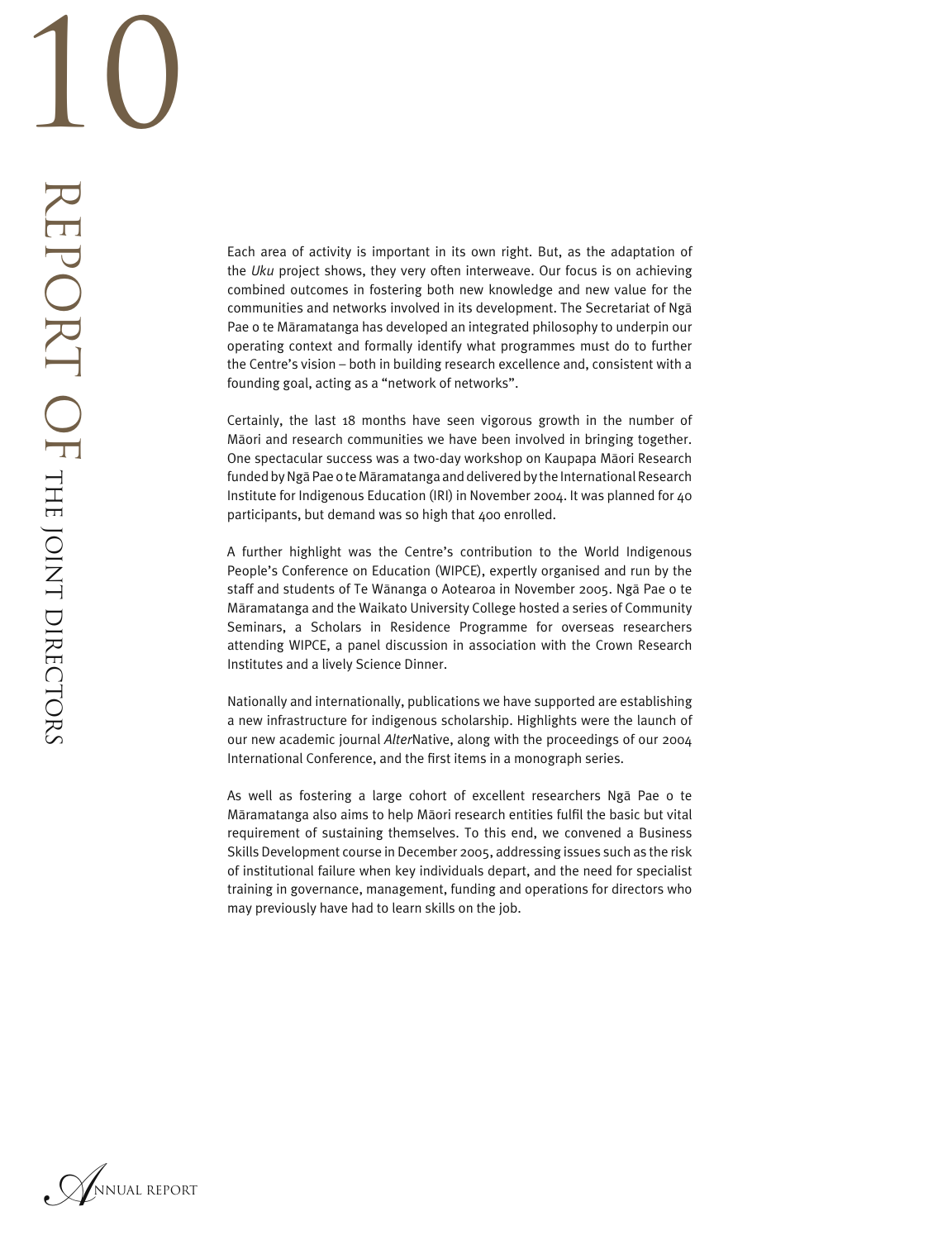Each area of activity is important in its own right. But, as the adaptation of the *Uku* project shows, they very often interweave. Our focus is on achieving combined outcomes in fostering both new knowledge and new value for the communities and networks involved in its development. The Secretariat of Ngā Pae o te Māramatanga has developed an integrated philosophy to underpin our operating context and formally identify what programmes must do to further the Centre's vision – both in building research excellence and, consistent with a founding goal, acting as a "network of networks".

Certainly, the last 18 months have seen vigorous growth in the number of Māori and research communities we have been involved in bringing together. One spectacular success was a two-day workshop on Kaupapa Māori Research funded by Ngā Pae o te Māramatanga and delivered by the International Research Institute for Indigenous Education (IRI) in November 2004. It was planned for 40 participants, but demand was so high that 400 enrolled.

A further highlight was the Centre's contribution to the World Indigenous People's Conference on Education (WIPCE), expertly organised and run by the staff and students of Te Wānanga o Aotearoa in November 2005. Ngā Pae o te Māramatanga and the Waikato University College hosted a series of Community Seminars, a Scholars in Residence Programme for overseas researchers attending WIPCE, a panel discussion in association with the Crown Research Institutes and a lively Science Dinner.

Nationally and internationally, publications we have supported are establishing a new infrastructure for indigenous scholarship. Highlights were the launch of our new academic journal *Alter*Native, along with the proceedings of our 2004 International Conference, and the first items in a monograph series.

As well as fostering a large cohort of excellent researchers Ngā Pae o te Māramatanga also aims to help Māori research entities fulfil the basic but vital requirement of sustaining themselves. To this end, we convened a Business Skills Development course in December 2005, addressing issues such as the risk of institutional failure when key individuals depart, and the need for specialist training in governance, management, funding and operations for directors who may previously have had to learn skills on the job.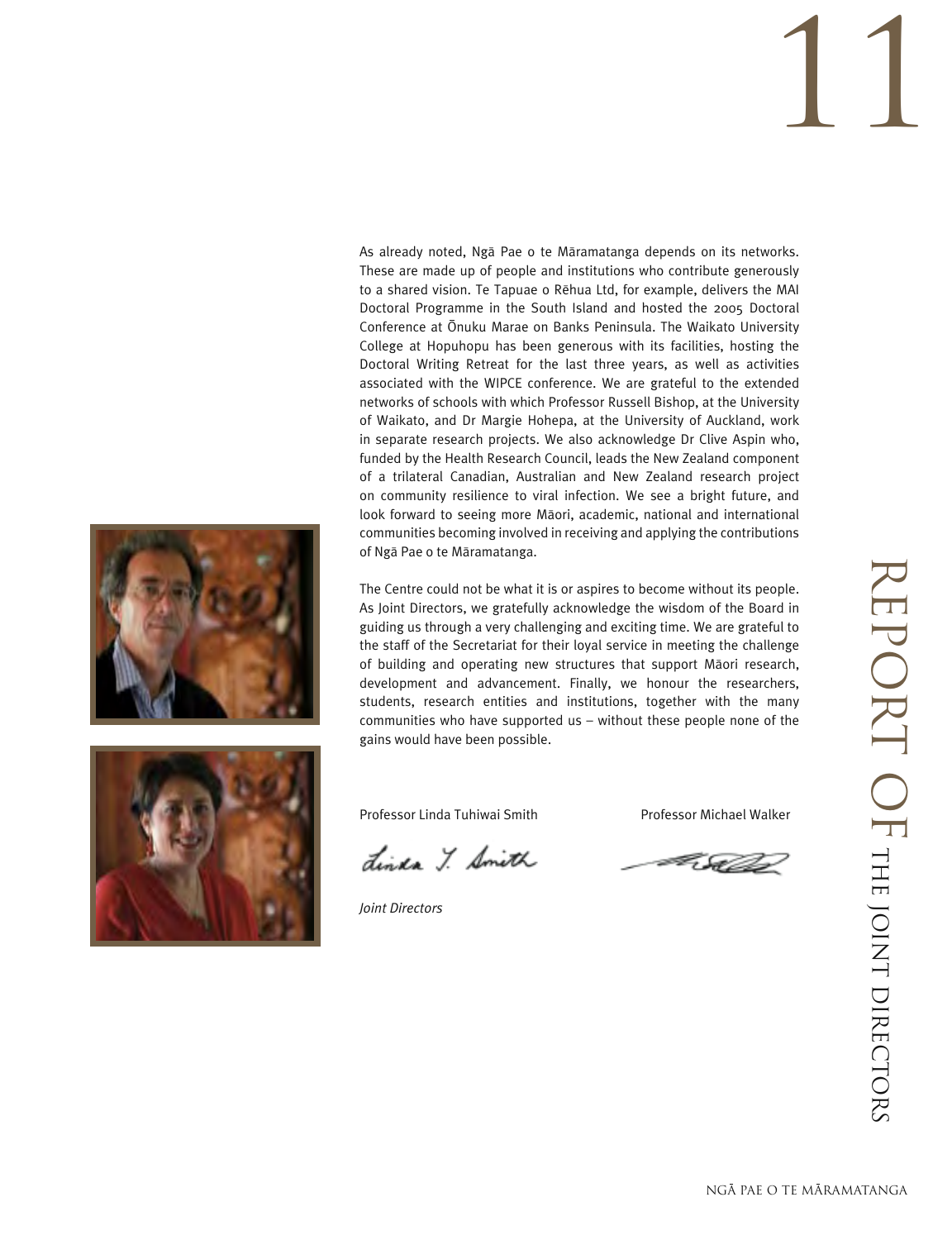As already noted, Ngā Pae o te Māramatanga depends on its networks. These are made up of people and institutions who contribute generously to a shared vision. Te Tapuae o Rēhua Ltd, for example, delivers the MAI Doctoral Programme in the South Island and hosted the 2005 Doctoral Conference at Ōnuku Marae on Banks Peninsula. The Waikato University College at Hopuhopu has been generous with its facilities, hosting the Doctoral Writing Retreat for the last three years, as well as activities associated with the WIPCE conference. We are grateful to the extended networks of schools with which Professor Russell Bishop, at the University of Waikato, and Dr Margie Hohepa, at the University of Auckland, work in separate research projects. We also acknowledge Dr Clive Aspin who, funded by the Health Research Council, leads the New Zealand component of a trilateral Canadian, Australian and New Zealand research project on community resilience to viral infection. We see a bright future, and look forward to seeing more Māori, academic, national and international communities becoming involved in receiving and applying the contributions of Ngā Pae o te Māramatanga.

The Centre could not be what it is or aspires to become without its people. As Joint Directors, we gratefully acknowledge the wisdom of the Board in guiding us through a very challenging and exciting time. We are grateful to the staff of the Secretariat for their loyal service in meeting the challenge of building and operating new structures that support Māori research, development and advancement. Finally, we honour the researchers, students, research entities and institutions, together with the many communities who have supported us – without these people none of the gains would have been possible.

Professor Linda Tuhiwai Smith

Professor Michael Walker

*Joint Directors*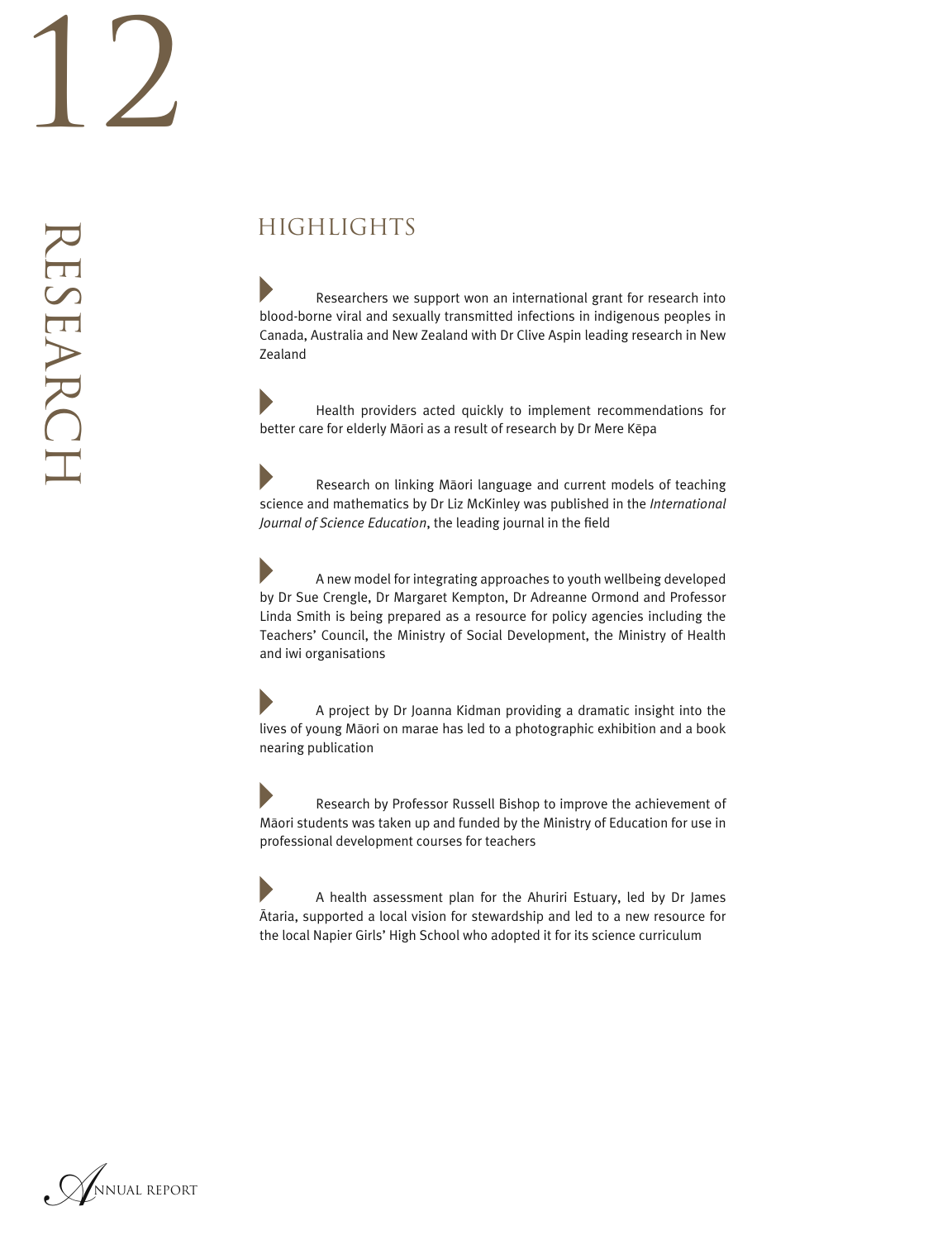# RESEARCH

## HIGHLIGHTS

- Researchers we support won an international grant for research into blood-borne viral and sexually transmitted infections in indigenous peoples in Canada, Australia and New Zealand with Dr Clive Aspin leading research in New Zealand

- Health providers acted quickly to implement recommendations for better care for elderly Māori as a result of research by Dr Mere Kēpa

- Research on linking Māori language and current models of teaching science and mathematics by Dr Liz McKinley was published in the *International Journal of Science Education*, the leading journal in the field

- A new model for integrating approaches to youth wellbeing developed by Dr Sue Crengle, Dr Margaret Kempton, Dr Adreanne Ormond and Professor Linda Smith is being prepared as a resource for policy agencies including the Teachers' Council, the Ministry of Social Development, the Ministry of Health and iwi organisations

- A project by Dr Joanna Kidman providing a dramatic insight into the lives of young Māori on marae has led to a photographic exhibition and a book nearing publication

- Research by Professor Russell Bishop to improve the achievement of Māori students was taken up and funded by the Ministry of Education for use in professional development courses for teachers

- A health assessment plan for the Ahuriri Estuary, led by Dr James Ātaria, supported a local vision for stewardship and led to a new resource for the local Napier Girls' High School who adopted it for its science curriculum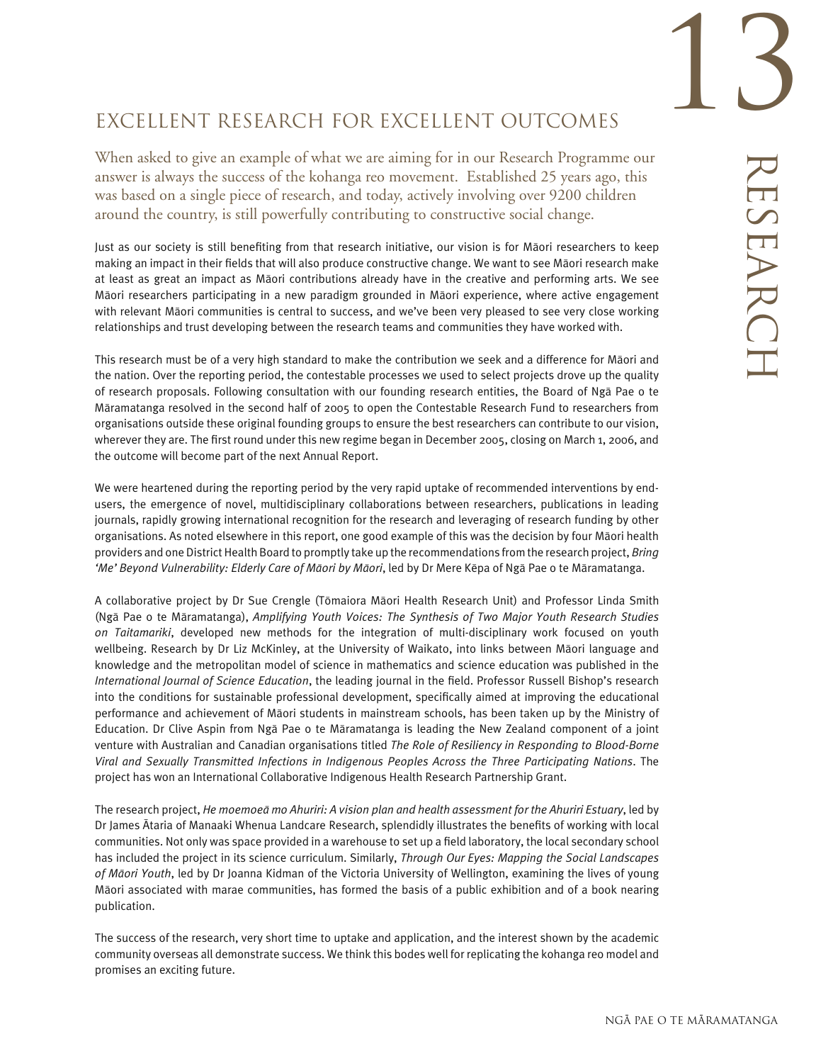# EXCELLENT RESEARCH FOR EXCELLENT OUTCOMES

When asked to give an example of what we are aiming for in our Research Programme our answer is always the success of the kohanga reo movement. Established 25 years ago, this was based on a single piece of research, and today, actively involving over 9200 children around the country, is still powerfully contributing to constructive social change.

Just as our society is still benefiting from that research initiative, our vision is for Māori researchers to keep making an impact in their fields that will also produce constructive change. We want to see Māori research make at least as great an impact as Māori contributions already have in the creative and performing arts. We see Māori researchers participating in a new paradigm grounded in Māori experience, where active engagement with relevant Māori communities is central to success, and we've been very pleased to see very close working relationships and trust developing between the research teams and communities they have worked with.

This research must be of a very high standard to make the contribution we seek and a difference for Māori and the nation. Over the reporting period, the contestable processes we used to select projects drove up the quality of research proposals. Following consultation with our founding research entities, the Board of Ngā Pae o te Māramatanga resolved in the second half of 2005 to open the Contestable Research Fund to researchers from organisations outside these original founding groups to ensure the best researchers can contribute to our vision, wherever they are. The first round under this new regime began in December 2005, closing on March 1, 2006, and the outcome will become part of the next Annual Report.

We were heartened during the reporting period by the very rapid uptake of recommended interventions by end-users, the emergence of novel, multidisciplinary collaborations between researchers, publications in leading journals, rapidly growing international recognition for the research and leveraging of research funding by other organisations. As noted elsewhere in this report, one good example of this was the decision by four Māori health providers and one District Health Board to promptly take up the recommendations from the research project, *Bring 'Me' Beyond Vulnerability: Elderly Care of Māori by Māori*, led by Dr Mere Kēpa of Ngā Pae o te Māramatanga.

A collaborative project by Dr Sue Crengle (Tōmaiora Māori Health Research Unit) and Professor Linda Smith (Ngā Pae o te Māramatanga), *Amplifying Youth Voices: The Synthesis of Two Major Youth Research Studies on Taitamariki*, developed new methods for the integration of multi-disciplinary work focused on youth wellbeing. Research by Dr Liz McKinley, at the University of Waikato, into links between Māori language and knowledge and the metropolitan model of science in mathematics and science education was published in the *International Journal of Science Education*, the leading journal in the field. Professor Russell Bishop's research into the conditions for sustainable professional development, specifically aimed at improving the educational performance and achievement of Māori students in mainstream schools, has been taken up by the Ministry of Education. Dr Clive Aspin from Ngā Pae o te Māramatanga is leading the New Zealand component of a joint venture with Australian and Canadian organisations titled *The Role of Resiliency in Responding to Blood-Borne Viral and Sexually Transmitted Infections in Indigenous Peoples Across the Three Participating Nations*. The project has won an International Collaborative Indigenous Health Research Partnership Grant.

The research project, *He moemoeā mo Ahuriri: A vision plan and health assessment for the Ahuriri Estuary*, led by Dr James Ātaria of Manaaki Whenua Landcare Research, splendidly illustrates the benefits of working with local communities. Not only was space provided in a warehouse to set up a field laboratory, the local secondary school has included the project in its science curriculum. Similarly, *Through Our Eyes: Mapping the Social Landscapes of Māori Youth*, led by Dr Joanna Kidman of the Victoria University of Wellington, examining the lives of young Māori associated with marae communities, has formed the basis of a public exhibition and of a book nearing publication.

The success of the research, very short time to uptake and application, and the interest shown by the academic community overseas all demonstrate success. We think this bodes well for replicating the kohanga reo model and promises an exciting future.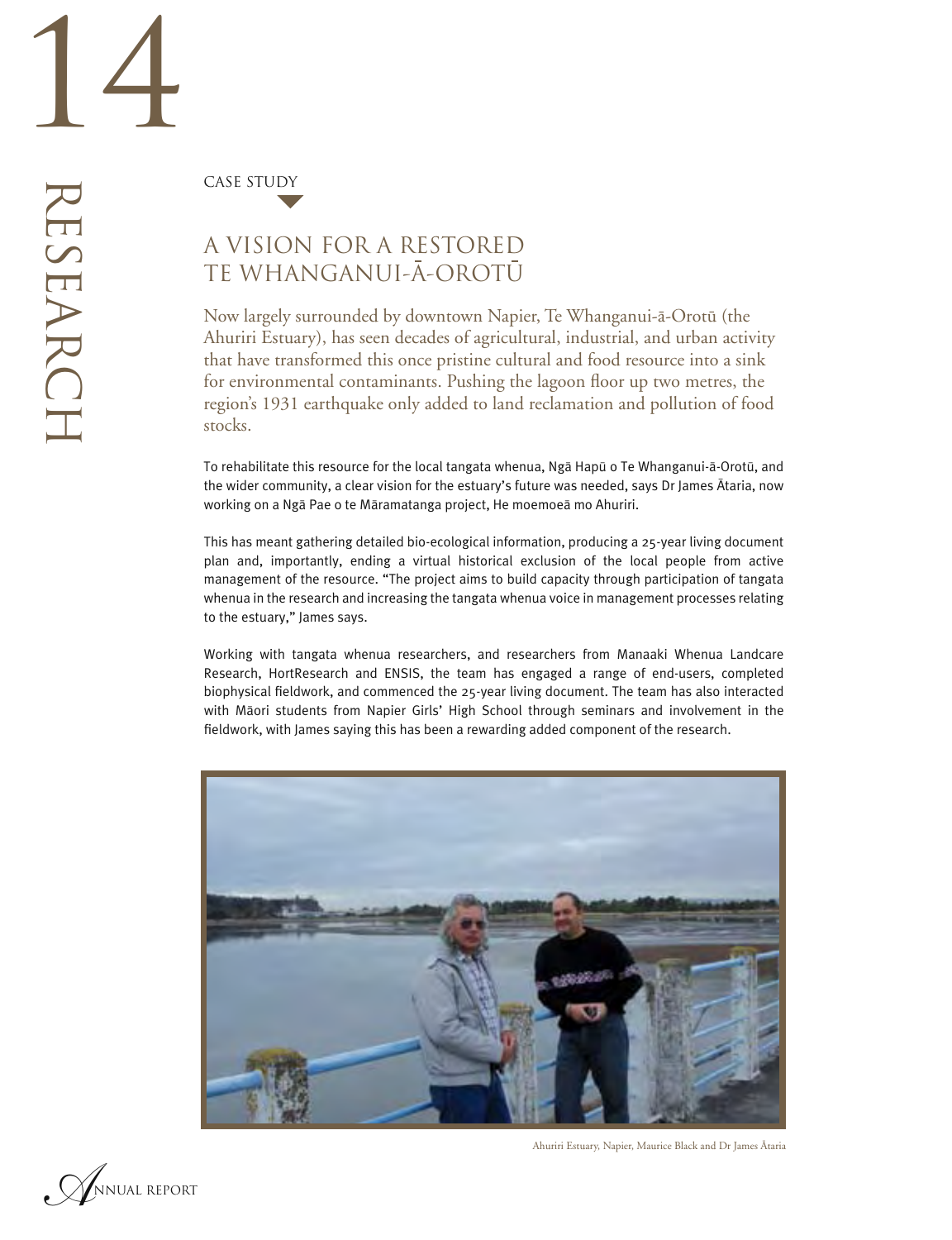CASE STUDY

# A VISION FOR A RESTORED TE WHANGANUI-Ā-OROTŪ

Now largely surrounded by downtown Napier, Te Whanganui-ā-Orotū (the Ahuriri Estuary), has seen decades of agricultural, industrial, and urban activity that have transformed this once pristine cultural and food resource into a sink for environmental contaminants. Pushing the lagoon floor up two metres, the region's 1931 earthquake only added to land reclamation and pollution of food stocks.

To rehabilitate this resource for the local tangata whenua, Ngā Hapū o Te Whanganui-ā-Orotū, and the wider community, a clear vision for the estuary's future was needed, says Dr James Ātaria, now working on a Ngā Pae o te Māramatanga project, He moemoeā mo Ahuriri.

This has meant gathering detailed bio-ecological information, producing a 25-year living document plan and, importantly, ending a virtual historical exclusion of the local people from active management of the resource. "The project aims to build capacity through participation of tangata whenua in the research and increasing the tangata whenua voice in management processes relating to the estuary," James says.

Working with tangata whenua researchers, and researchers from Manaaki Whenua Landcare Research, HortResearch and ENSIS, the team has engaged a range of end-users, completed biophysical fieldwork, and commenced the 25-year living document. The team has also interacted with Māori students from Napier Girls' High School through seminars and involvement in the fieldwork, with James saying this has been a rewarding added component of the research.

Ahuriri Estuary, Napier, Maurice Black and Dr James Ātaria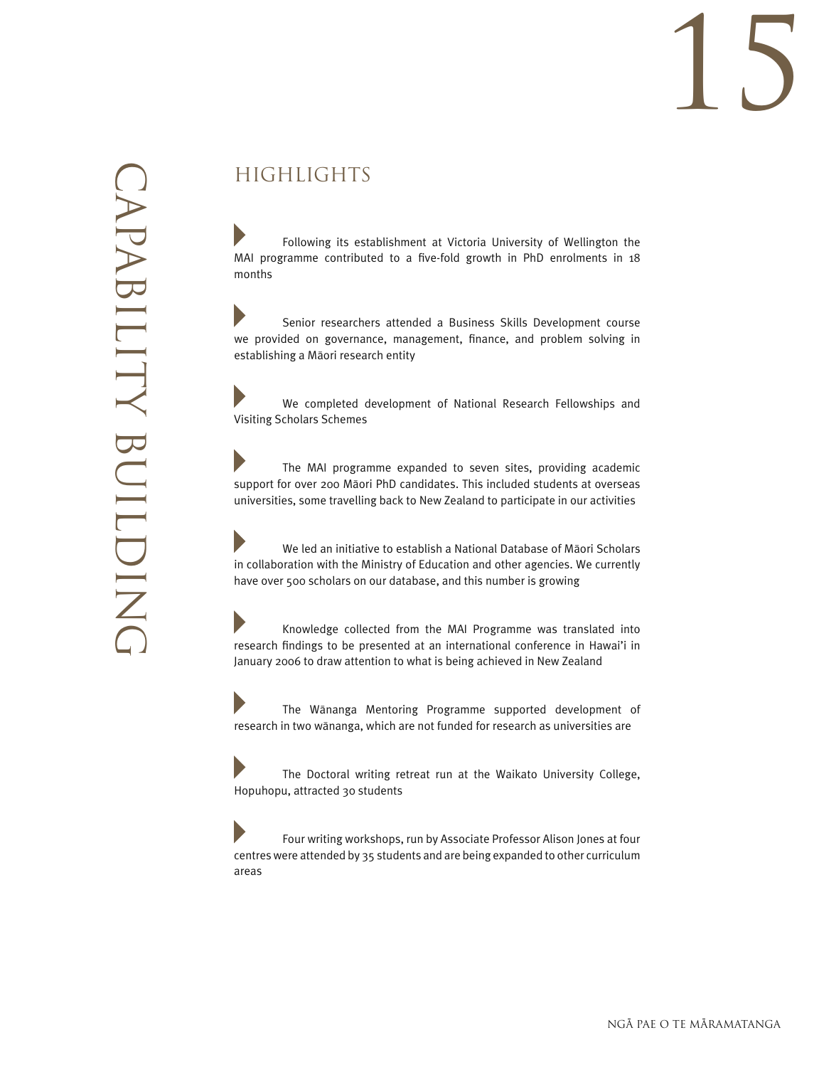# CAPABILITY BUILDING

## HIGHLIGHTS

- Following its establishment at Victoria University of Wellington the MAI programme contributed to a five-fold growth in PhD enrolments in 18 months

- Senior researchers attended a Business Skills Development course we provided on governance, management, finance, and problem solving in establishing a Māori research entity

- We completed development of National Research Fellowships and Visiting Scholars Schemes

- The MAI programme expanded to seven sites, providing academic support for over 200 Māori PhD candidates. This included students at overseas universities, some travelling back to New Zealand to participate in our activities

- We led an initiative to establish a National Database of Māori Scholars in collaboration with the Ministry of Education and other agencies. We currently have over 500 scholars on our database, and this number is growing

- Knowledge collected from the MAI Programme was translated into research findings to be presented at an international conference in Hawai'i in January 2006 to draw attention to what is being achieved in New Zealand

- The Wānanga Mentoring Programme supported development of research in two wānanga, which are not funded for research as universities are

- The Doctoral writing retreat run at the Waikato University College, Hopuhopu, attracted 30 students

- Four writing workshops, run by Associate Professor Alison Jones at four centres were attended by 35 students and are being expanded to other curriculum areas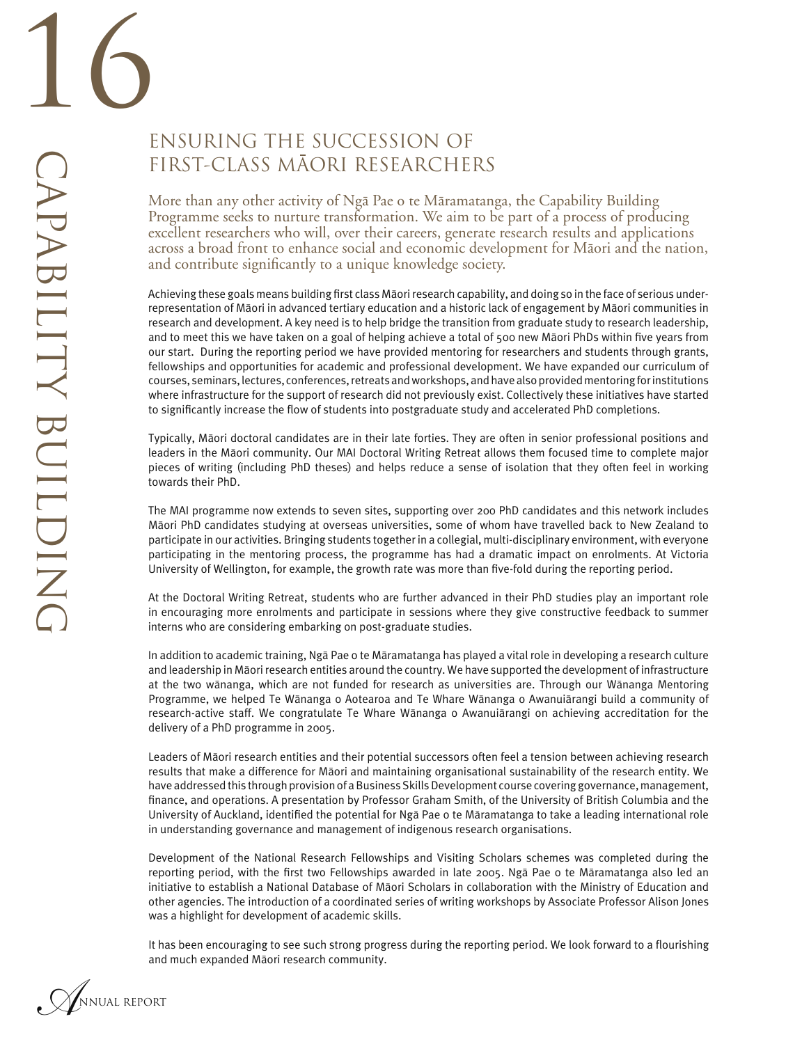# CAPABILITY BUILDING

## ENSURING THE SUCCESSION OF FIRST-CLASS MĀORI RESEARCHERS

More than any other activity of Ngā Pae o te Māramatanga, the Capability Building Programme seeks to nurture transformation. We aim to be part of a process of producing excellent researchers who will, over their careers, generate research results and applications across a broad front to enhance social and economic development for Māori and the nation, and contribute significantly to a unique knowledge society.

Achieving these goals means building first class Māori research capability, and doing so in the face of serious under-representation of Māori in advanced tertiary education and a historic lack of engagement by Māori communities in research and development. A key need is to help bridge the transition from graduate study to research leadership, and to meet this we have taken on a goal of helping achieve a total of 500 new Māori PhDs within five years from our start. During the reporting period we have provided mentoring for researchers and students through grants, fellowships and opportunities for academic and professional development. We have expanded our curriculum of courses, seminars, lectures, conferences, retreats and workshops, and have also provided mentoring for institutions where infrastructure for the support of research did not previously exist. Collectively these initiatives have started to significantly increase the flow of students into postgraduate study and accelerated PhD completions.

Typically, Māori doctoral candidates are in their late forties. They are often in senior professional positions and leaders in the Māori community. Our MAI Doctoral Writing Retreat allows them focused time to complete major pieces of writing (including PhD theses) and helps reduce a sense of isolation that they often feel in working towards their PhD.

The MAI programme now extends to seven sites, supporting over 200 PhD candidates and this network includes Māori PhD candidates studying at overseas universities, some of whom have travelled back to New Zealand to participate in our activities. Bringing students together in a collegial, multi-disciplinary environment, with everyone participating in the mentoring process, the programme has had a dramatic impact on enrolments. At Victoria University of Wellington, for example, the growth rate was more than five-fold during the reporting period.

At the Doctoral Writing Retreat, students who are further advanced in their PhD studies play an important role in encouraging more enrolments and participate in sessions where they give constructive feedback to summer interns who are considering embarking on post-graduate studies.

In addition to academic training, Ngā Pae o te Māramatanga has played a vital role in developing a research culture and leadership in Māori research entities around the country. We have supported the development of infrastructure at the two wānanga, which are not funded for research as universities are. Through our Wānanga Mentoring Programme, we helped Te Wānanga o Aotearoa and Te Whare Wānanga o Awanuiārangi build a community of research-active staff. We congratulate Te Whare Wānanga o Awanuiārangi on achieving accreditation for the delivery of a PhD programme in 2005.

Leaders of Māori research entities and their potential successors often feel a tension between achieving research results that make a difference for Māori and maintaining organisational sustainability of the research entity. We have addressed this through provision of a Business Skills Development course covering governance, management, finance, and operations. A presentation by Professor Graham Smith, of the University of British Columbia and the University of Auckland, identified the potential for Ngā Pae o te Māramatanga to take a leading international role in understanding governance and management of indigenous research organisations.

Development of the National Research Fellowships and Visiting Scholars schemes was completed during the reporting period, with the first two Fellowships awarded in late 2005. Ngā Pae o te Māramatanga also led an initiative to establish a National Database of Māori Scholars in collaboration with the Ministry of Education and other agencies. The introduction of a coordinated series of writing workshops by Associate Professor Alison Jones was a highlight for development of academic skills.

It has been encouraging to see such strong progress during the reporting period. We look forward to a flourishing and much expanded Māori research community.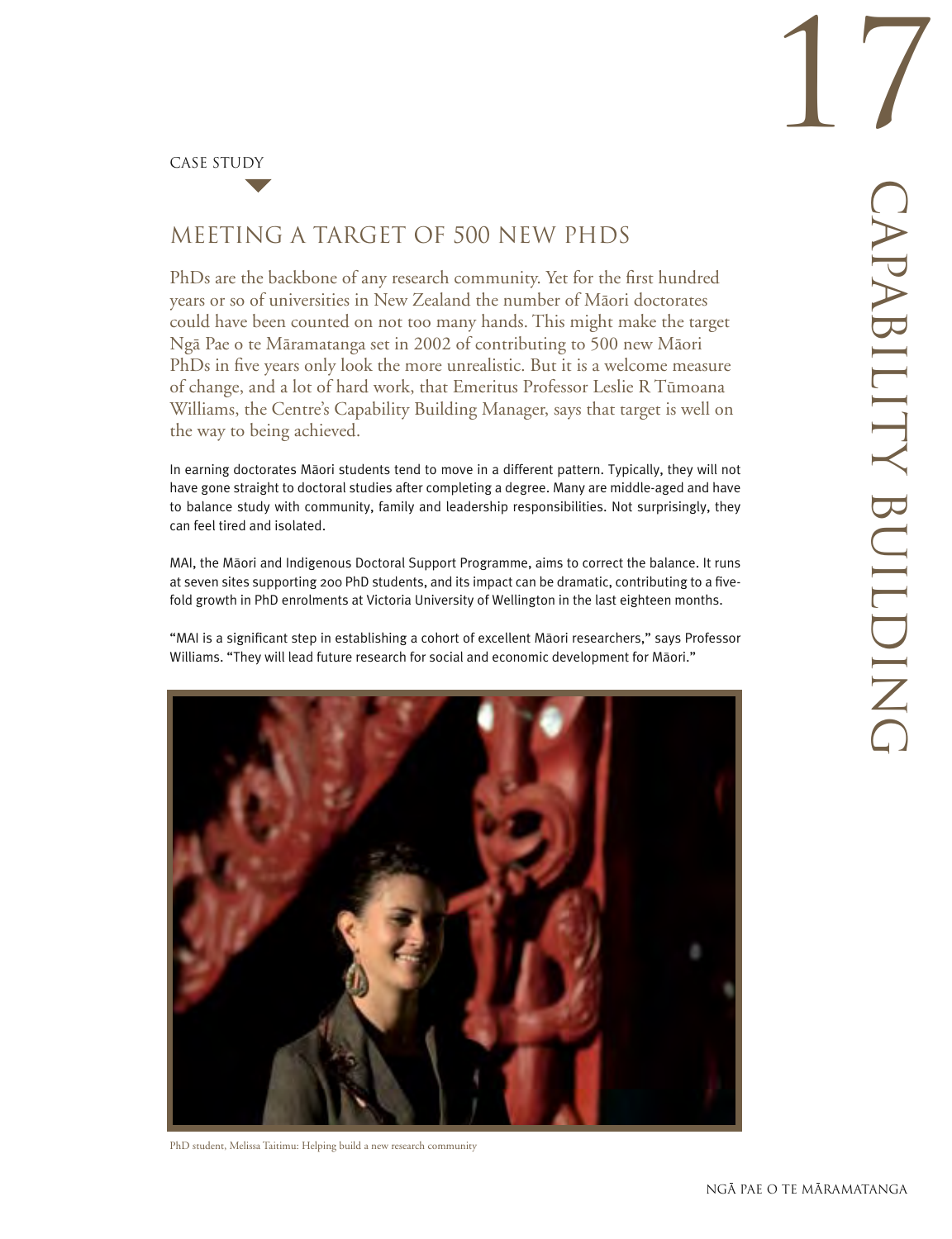CASE STUDY

## MEETING A TARGET OF 500 NEW PHDS

PhDs are the backbone of any research community. Yet for the first hundred years or so of universities in New Zealand the number of Māori doctorates could have been counted on not too many hands. This might make the target Ngā Pae o te Māramatanga set in 2002 of contributing to 500 new Māori PhDs in five years only look the more unrealistic. But it is a welcome measure of change, and a lot of hard work, that Emeritus Professor Leslie R Tūmoana Williams, the Centre's Capability Building Manager, says that target is well on the way to being achieved.

In earning doctorates Māori students tend to move in a different pattern. Typically, they will not have gone straight to doctoral studies after completing a degree. Many are middle-aged and have to balance study with community, family and leadership responsibilities. Not surprisingly, they can feel tired and isolated.

MAI, the Māori and Indigenous Doctoral Support Programme, aims to correct the balance. It runs at seven sites supporting 200 PhD students, and its impact can be dramatic, contributing to a five-fold growth in PhD enrolments at Victoria University of Wellington in the last eighteen months.

"MAI is a significant step in establishing a cohort of excellent Māori researchers," says Professor Williams. "They will lead future research for social and economic development for Māori."

PhD student, Melissa Taitimu: Helping build a new research community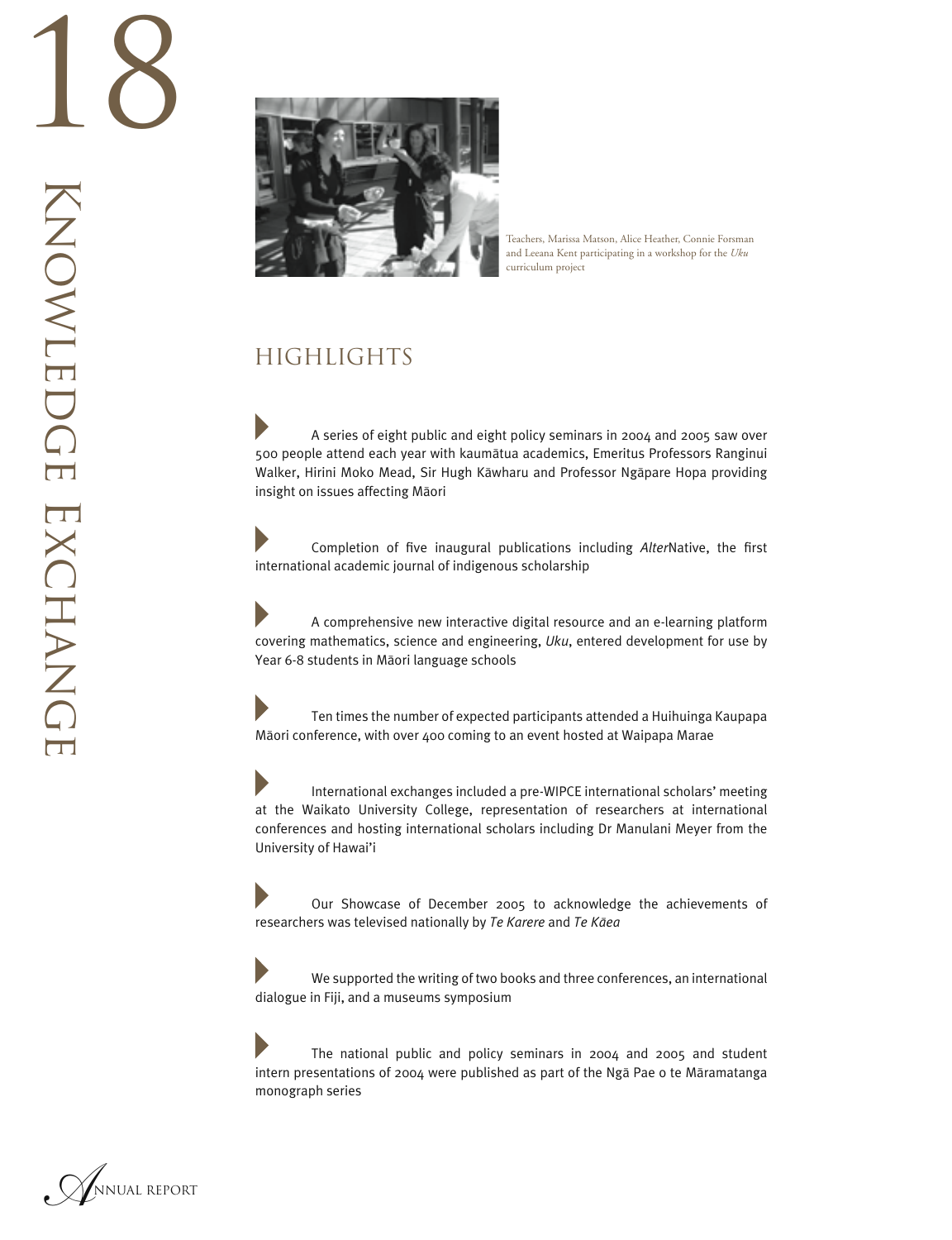# Knowledge Exchange

Teachers, Marissa Matson, Alice Heather, Connie Forsman and Leeana Kent participating in a workshop for the *Uku* curriculum project

## HIGHLIGHTS

- A series of eight public and eight policy seminars in 2004 and 2005 saw over 500 people attend each year with kaumātua academics, Emeritus Professors Ranginui Walker, Hirini Moko Mead, Sir Hugh Kāwharu and Professor Ngāpare Hopa providing insight on issues affecting Māori

- Completion of five inaugural publications including *Alter*Native, the first international academic journal of indigenous scholarship

- A comprehensive new interactive digital resource and an e-learning platform covering mathematics, science and engineering, *Uku*, entered development for use by Year 6-8 students in Māori language schools

- Ten times the number of expected participants attended a Huihuinga Kaupapa Māori conference, with over 400 coming to an event hosted at Waipapa Marae

- International exchanges included a pre-WIPCE international scholars' meeting at the Waikato University College, representation of researchers at international conferences and hosting international scholars including Dr Manulani Meyer from the University of Hawai'i

- Our Showcase of December 2005 to acknowledge the achievements of researchers was televised nationally by *Te Karere* and *Te Kāea*

- We supported the writing of two books and three conferences, an international dialogue in Fiji, and a museums symposium

- The national public and policy seminars in 2004 and 2005 and student intern presentations of 2004 were published as part of the Ngā Pae o te Māramatanga monograph series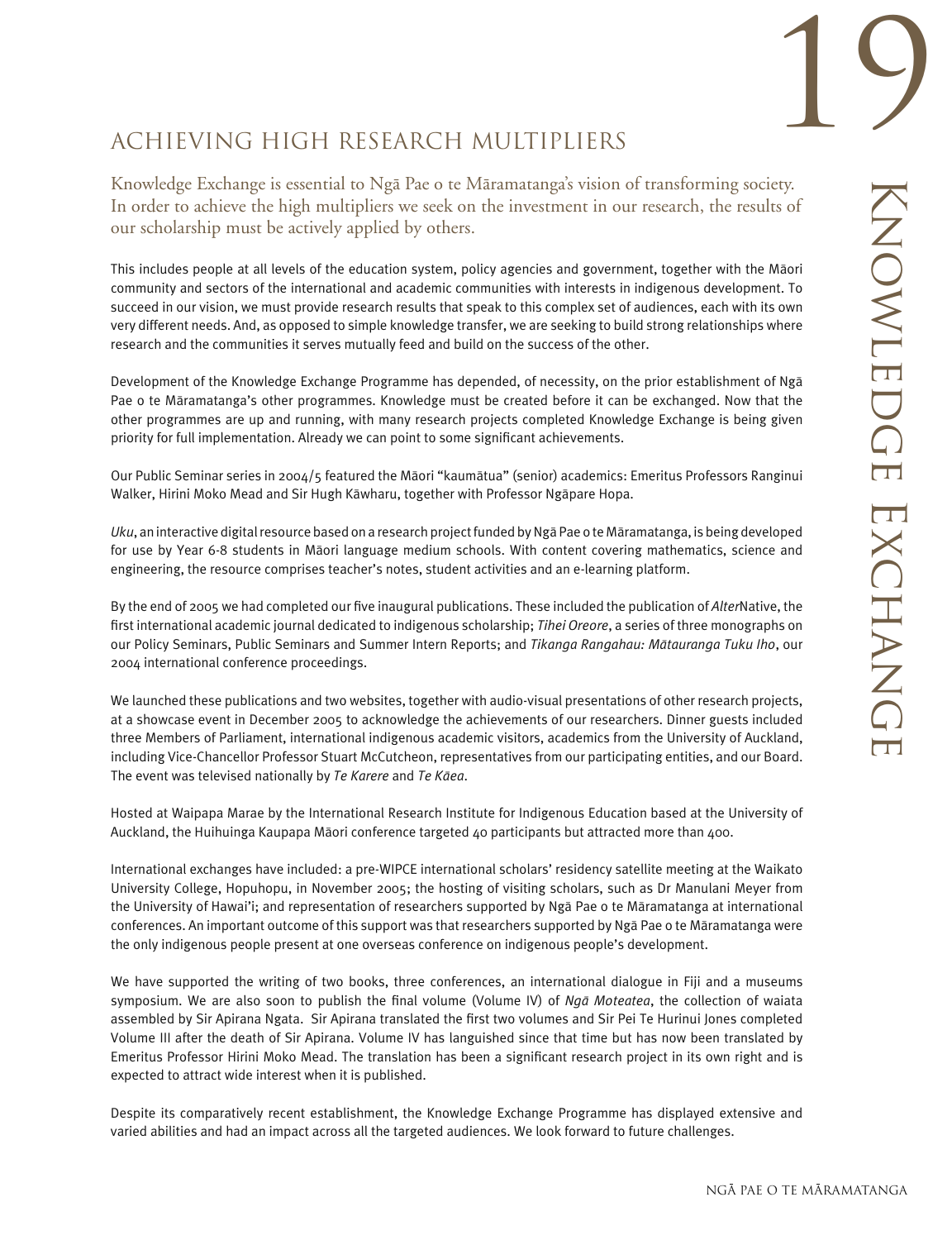# KNOWLEDGE EXCHANGE

## ACHIEVING HIGH RESEARCH MULTIPLIERS

Knowledge Exchange is essential to Ngā Pae o te Māramatanga's vision of transforming society. In order to achieve the high multipliers we seek on the investment in our research, the results of our scholarship must be actively applied by others.

This includes people at all levels of the education system, policy agencies and government, together with the Māori community and sectors of the international and academic communities with interests in indigenous development. To succeed in our vision, we must provide research results that speak to this complex set of audiences, each with its own very different needs. And, as opposed to simple knowledge transfer, we are seeking to build strong relationships where research and the communities it serves mutually feed and build on the success of the other.

Development of the Knowledge Exchange Programme has depended, of necessity, on the prior establishment of Ngā Pae o te Māramatanga's other programmes. Knowledge must be created before it can be exchanged. Now that the other programmes are up and running, with many research projects completed Knowledge Exchange is being given priority for full implementation. Already we can point to some significant achievements.

Our Public Seminar series in 2004/5 featured the Māori "kaumātua" (senior) academics: Emeritus Professors Ranginui Walker, Hirini Moko Mead and Sir Hugh Kāwharu, together with Professor Ngāpare Hopa.

*Uku*, an interactive digital resource based on a research project funded by Ngā Pae o te Māramatanga, is being developed for use by Year 6-8 students in Māori language medium schools. With content covering mathematics, science and engineering, the resource comprises teacher's notes, student activities and an e-learning platform.

By the end of 2005 we had completed our five inaugural publications. These included the publication of *Alter*Native, the first international academic journal dedicated to indigenous scholarship; *Tihei Oreore*, a series of three monographs on our Policy Seminars, Public Seminars and Summer Intern Reports; and *Tikanga Rangahau: Mātauranga Tuku Iho*, our 2004 international conference proceedings.

We launched these publications and two websites, together with audio-visual presentations of other research projects, at a showcase event in December 2005 to acknowledge the achievements of our researchers. Dinner guests included three Members of Parliament, international indigenous academic visitors, academics from the University of Auckland, including Vice-Chancellor Professor Stuart McCutcheon, representatives from our participating entities, and our Board. The event was televised nationally by *Te Karere* and *Te Kāea*.

Hosted at Waipapa Marae by the International Research Institute for Indigenous Education based at the University of Auckland, the Huihuinga Kaupapa Māori conference targeted 40 participants but attracted more than 400.

International exchanges have included: a pre-WIPCE international scholars' residency satellite meeting at the Waikato University College, Hopuhopu, in November 2005; the hosting of visiting scholars, such as Dr Manulani Meyer from the University of Hawai'i; and representation of researchers supported by Ngā Pae o te Māramatanga at international conferences. An important outcome of this support was that researchers supported by Ngā Pae o te Māramatanga were the only indigenous people present at one overseas conference on indigenous people's development.

We have supported the writing of two books, three conferences, an international dialogue in Fiji and a museums symposium. We are also soon to publish the final volume (Volume IV) of *Ngā Moteatea*, the collection of waiata assembled by Sir Apirana Ngata. Sir Apirana translated the first two volumes and Sir Pei Te Hurinui Jones completed Volume III after the death of Sir Apirana. Volume IV has languished since that time but has now been translated by Emeritus Professor Hirini Moko Mead. The translation has been a significant research project in its own right and is expected to attract wide interest when it is published.

Despite its comparatively recent establishment, the Knowledge Exchange Programme has displayed extensive and varied abilities and had an impact across all the targeted audiences. We look forward to future challenges.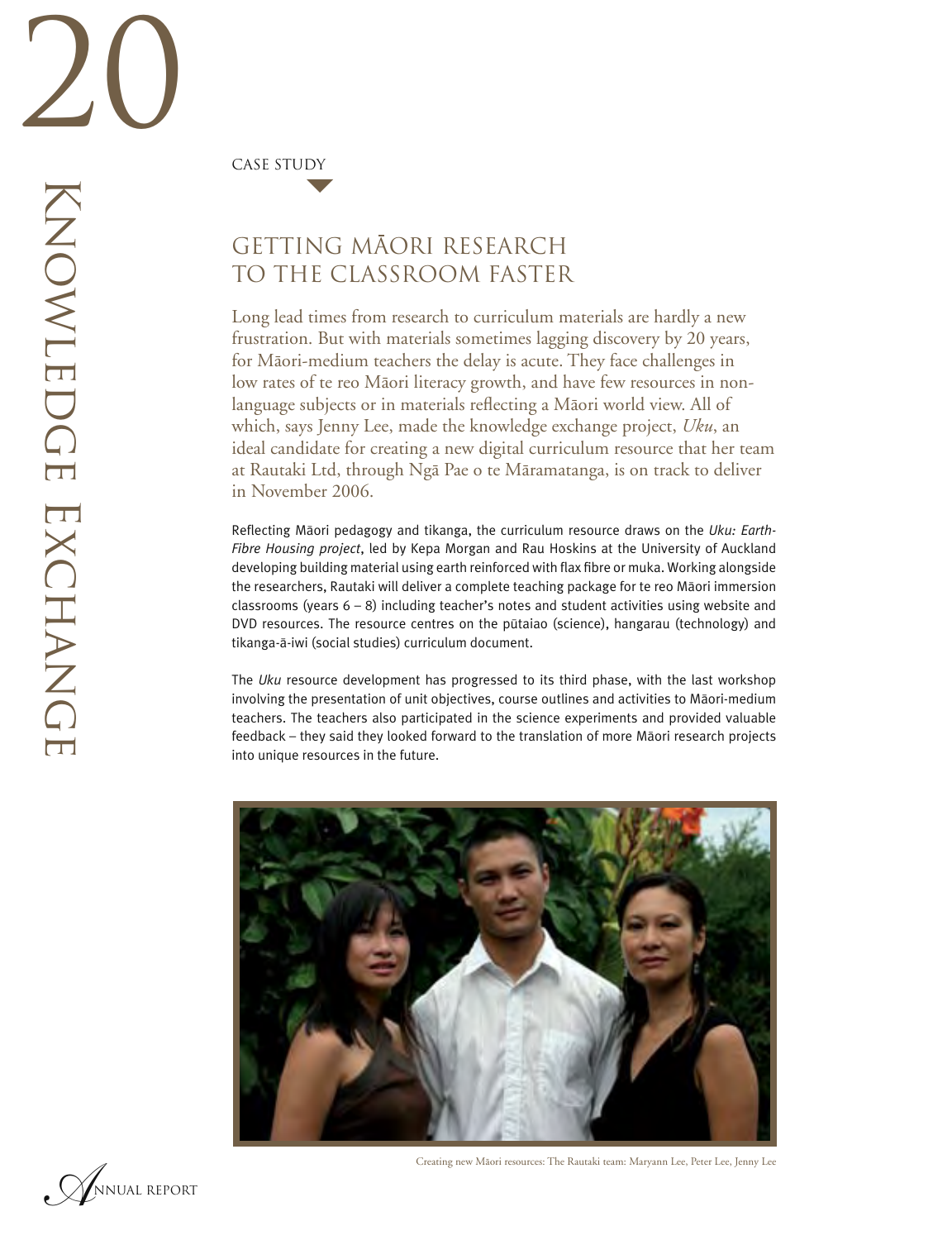CASE STUDY

## GETTING MĀORI RESEARCH TO THE CLASSROOM FASTER

Long lead times from research to curriculum materials are hardly a new frustration. But with materials sometimes lagging discovery by 20 years, for Māori-medium teachers the delay is acute. They face challenges in low rates of te reo Māori literacy growth, and have few resources in non-language subjects or in materials reflecting a Māori world view. All of which, says Jenny Lee, made the knowledge exchange project, *Uku*, an ideal candidate for creating a new digital curriculum resource that her team at Rautaki Ltd, through Ngā Pae o te Māramatanga, is on track to deliver in November 2006.

Reflecting Māori pedagogy and tikanga, the curriculum resource draws on the *Uku: Earth-Fibre Housing project*, led by Kepa Morgan and Rau Hoskins at the University of Auckland developing building material using earth reinforced with flax fibre or muka. Working alongside the researchers, Rautaki will deliver a complete teaching package for te reo Māori immersion classrooms (years 6 – 8) including teacher's notes and student activities using website and DVD resources. The resource centres on the pūtaiao (science), hangarau (technology) and tikanga-ā-iwi (social studies) curriculum document.

The *Uku* resource development has progressed to its third phase, with the last workshop involving the presentation of unit objectives, course outlines and activities to Māori-medium teachers. The teachers also participated in the science experiments and provided valuable feedback – they said they looked forward to the translation of more Māori research projects into unique resources in the future.

Creating new Māori resources: The Rautaki team: Maryann Lee, Peter Lee, Jenny Lee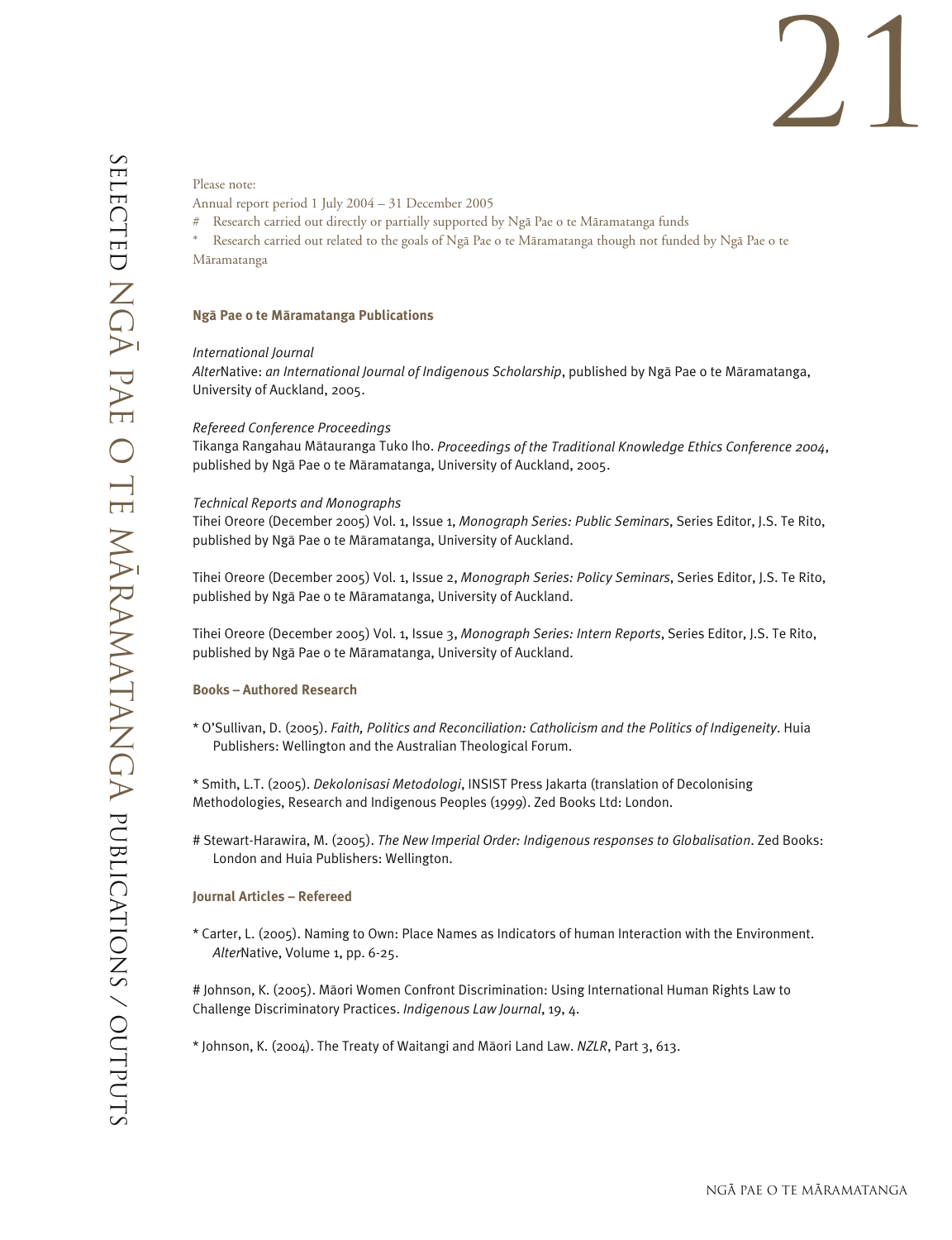Please note:

Annual report period 1 July 2004 – 31 December 2005

# Research carried out directly or partially supported by Ngā Pae o te Māramatanga funds

* Research carried out related to the goals of Ngā Pae o te Māramatanga though not funded by Ngā Pae o te Māramatanga

## Ngā Pae o te Māramatanga Publications

*International Journal*

*Alter*Native: *an International Journal of Indigenous Scholarship*, published by Ngā Pae o te Māramatanga, University of Auckland, 2005.

*Refereed Conference Proceedings*

Tikanga Rangahau Mātauranga Tuko Iho. *Proceedings of the Traditional Knowledge Ethics Conference 2004*, published by Ngā Pae o te Māramatanga, University of Auckland, 2005.

*Technical Reports and Monographs*

Tihei Oreore (December 2005) Vol. 1, Issue 1, *Monograph Series: Public Seminars*, Series Editor, J.S. Te Rito, published by Ngā Pae o te Māramatanga, University of Auckland.

Tihei Oreore (December 2005) Vol. 1, Issue 2, *Monograph Series: Policy Seminars*, Series Editor, J.S. Te Rito, published by Ngā Pae o te Māramatanga, University of Auckland.

Tihei Oreore (December 2005) Vol. 1, Issue 3, *Monograph Series: Intern Reports*, Series Editor, J.S. Te Rito, published by Ngā Pae o te Māramatanga, University of Auckland.

## Books – Authored Research

* O'Sullivan, D. (2005). *Faith, Politics and Reconciliation: Catholicism and the Politics of Indigeneity*. Huia Publishers: Wellington and the Australian Theological Forum.

* Smith, L.T. (2005). *Dekolonisasi Metodologi*, INSIST Press Jakarta (translation of Decolonising Methodologies, Research and Indigenous Peoples (1999). Zed Books Ltd: London.

# Stewart-Harawira, M. (2005). *The New Imperial Order: Indigenous responses to Globalisation*. Zed Books: London and Huia Publishers: Wellington.

## Journal Articles – Refereed

* Carter, L. (2005). Naming to Own: Place Names as Indicators of human Interaction with the Environment. *Alter*Native, Volume 1, pp. 6-25.

# Johnson, K. (2005). Māori Women Confront Discrimination: Using International Human Rights Law to Challenge Discriminatory Practices. *Indigenous Law Journal*, 19, 4.

* Johnson, K. (2004). The Treaty of Waitangi and Māori Land Law. *NZLR*, Part 3, 613.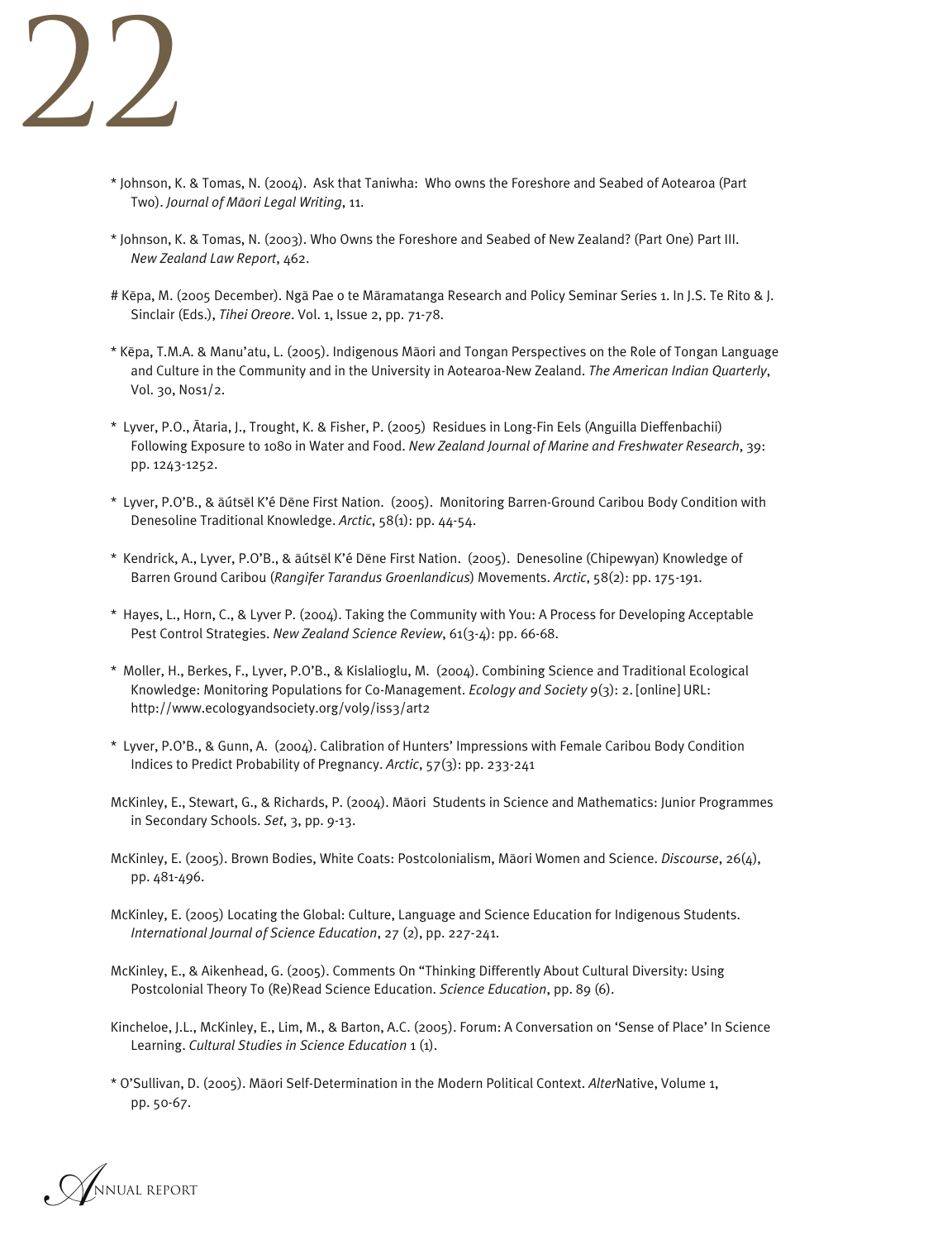* Johnson, K. & Tomas, N. (2004). Ask that Taniwha: Who owns the Foreshore and Seabed of Aotearoa (Part Two). *Journal of Māori Legal Writing*, 11.

* Johnson, K. & Tomas, N. (2003). Who Owns the Foreshore and Seabed of New Zealand? (Part One) Part III. *New Zealand Law Report*, 462.

# Kēpa, M. (2005 December). Ngā Pae o te Māramatanga Research and Policy Seminar Series 1. In J.S. Te Rito & J. Sinclair (Eds.), *Tihei Oreore*. Vol. 1, Issue 2, pp. 71-78.

* Kēpa, T.M.A. & Manu'atu, L. (2005). Indigenous Māori and Tongan Perspectives on the Role of Tongan Language and Culture in the Community and in the University in Aotearoa-New Zealand. *The American Indian Quarterly*, Vol. 30, Nos1/2.

* Lyver, P.O., Ātaria, J., Trought, K. & Fisher, P. (2005) Residues in Long-Fin Eels (Anguilla Dieffenbachii) Following Exposure to 1080 in Water and Food. *New Zealand Journal of Marine and Freshwater Research*, 39: pp. 1243-1252.

* Lyver, P.O'B., & āútsēl K'é Dēne First Nation. (2005). Monitoring Barren-Ground Caribou Body Condition with Denesoline Traditional Knowledge. *Arctic*, 58(1): pp. 44-54.

* Kendrick, A., Lyver, P.O'B., & āútsēl K'é Dēne First Nation. (2005). Denesoline (Chipewyan) Knowledge of Barren Ground Caribou (*Rangifer Tarandus Groenlandicus*) Movements. *Arctic*, 58(2): pp. 175-191.

* Hayes, L., Horn, C., & Lyver P. (2004). Taking the Community with You: A Process for Developing Acceptable Pest Control Strategies. *New Zealand Science Review*, 61(3-4): pp. 66-68.

* Moller, H., Berkes, F., Lyver, P.O'B., & Kislalioglu, M. (2004). Combining Science and Traditional Ecological Knowledge: Monitoring Populations for Co-Management. *Ecology and Society* 9(3): 2. [online] URL: http://www.ecologyandsociety.org/vol9/iss3/art2

* Lyver, P.O'B., & Gunn, A. (2004). Calibration of Hunters' Impressions with Female Caribou Body Condition Indices to Predict Probability of Pregnancy. *Arctic*, 57(3): pp. 233-241

McKinley, E., Stewart, G., & Richards, P. (2004). Māori Students in Science and Mathematics: Junior Programmes in Secondary Schools. *Set*, 3, pp. 9-13.

McKinley, E. (2005). Brown Bodies, White Coats: Postcolonialism, Māori Women and Science. *Discourse*, 26(4), pp. 481-496.

McKinley, E. (2005) Locating the Global: Culture, Language and Science Education for Indigenous Students. *International Journal of Science Education*, 27 (2), pp. 227-241.

McKinley, E., & Aikenhead, G. (2005). Comments On "Thinking Differently About Cultural Diversity: Using Postcolonial Theory To (Re)Read Science Education. *Science Education*, pp. 89 (6).

Kincheloe, J.L., McKinley, E., Lim, M., & Barton, A.C. (2005). Forum: A Conversation on 'Sense of Place' In Science Learning. *Cultural Studies in Science Education* 1 (1).

* O'Sullivan, D. (2005). Māori Self-Determination in the Modern Political Context. *Alter*Native, Volume 1, pp. 50-67.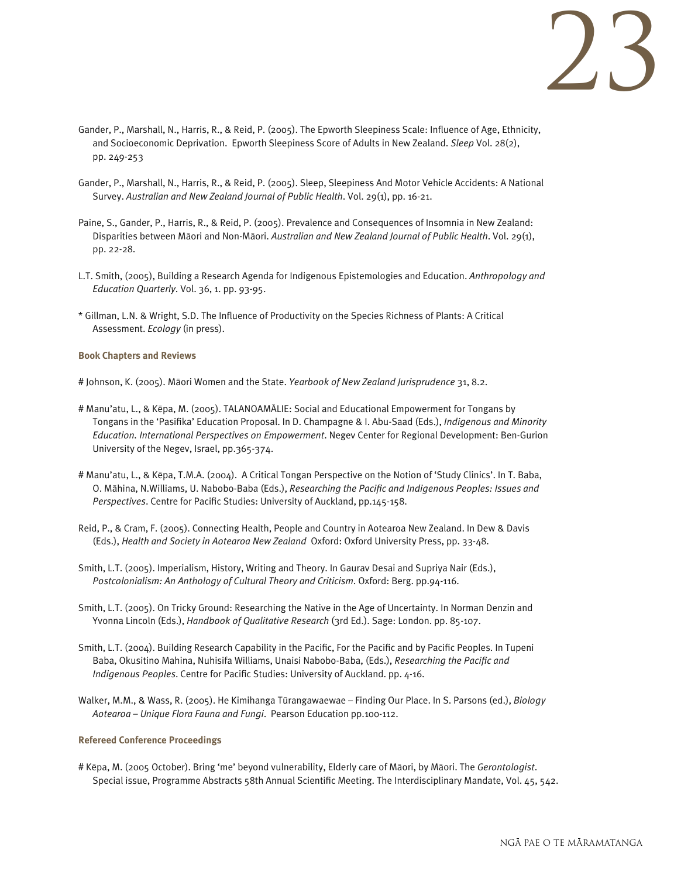Gander, P., Marshall, N., Harris, R., & Reid, P. (2005). The Epworth Sleepiness Scale: Influence of Age, Ethnicity, and Socioeconomic Deprivation. Epworth Sleepiness Score of Adults in New Zealand. *Sleep* Vol. 28(2), pp. 249-253

Gander, P., Marshall, N., Harris, R., & Reid, P. (2005). Sleep, Sleepiness And Motor Vehicle Accidents: A National Survey. *Australian and New Zealand Journal of Public Health*. Vol. 29(1), pp. 16-21.

Paine, S., Gander, P., Harris, R., & Reid, P. (2005). Prevalence and Consequences of Insomnia in New Zealand: Disparities between Māori and Non-Māori. *Australian and New Zealand Journal of Public Health*. Vol. 29(1), pp. 22-28.

L.T. Smith, (2005), Building a Research Agenda for Indigenous Epistemologies and Education. *Anthropology and Education Quarterly*. Vol. 36, 1. pp. 93-95.

* Gillman, L.N. & Wright, S.D. The Influence of Productivity on the Species Richness of Plants: A Critical Assessment. *Ecology* (in press).

**Book Chapters and Reviews**

# Johnson, K. (2005). Māori Women and the State. *Yearbook of New Zealand Jurisprudence* 31, 8.2.

# Manu'atu, L., & Kēpa, M. (2005). TALANOAMĀLIE: Social and Educational Empowerment for Tongans by Tongans in the 'Pasifika' Education Proposal. In D. Champagne & I. Abu-Saad (Eds.), *Indigenous and Minority Education. International Perspectives on Empowerment*. Negev Center for Regional Development: Ben-Gurion University of the Negev, Israel, pp.365-374.

# Manu'atu, L., & Kēpa, T.M.A. (2004). A Critical Tongan Perspective on the Notion of 'Study Clinics'. In T. Baba, O. Māhina, N.Williams, U. Nabobo-Baba (Eds.), *Researching the Pacific and Indigenous Peoples: Issues and Perspectives*. Centre for Pacific Studies: University of Auckland, pp.145-158.

Reid, P., & Cram, F. (2005). Connecting Health, People and Country in Aotearoa New Zealand. In Dew & Davis (Eds.), *Health and Society in Aotearoa New Zealand* Oxford: Oxford University Press, pp. 33-48.

Smith, L.T. (2005). Imperialism, History, Writing and Theory. In Gaurav Desai and Supriya Nair (Eds.), *Postcolonialism: An Anthology of Cultural Theory and Criticism*. Oxford: Berg. pp.94-116.

Smith, L.T. (2005). On Tricky Ground: Researching the Native in the Age of Uncertainty. In Norman Denzin and Yvonna Lincoln (Eds.), *Handbook of Qualitative Research* (3rd Ed.). Sage: London. pp. 85-107.

Smith, L.T. (2004). Building Research Capability in the Pacific, For the Pacific and by Pacific Peoples. In Tupeni Baba, Okusitino Mahina, Nuhisifa Williams, Unaisi Nabobo-Baba, (Eds.), *Researching the Pacific and Indigenous Peoples*. Centre for Pacific Studies: University of Auckland. pp. 4-16.

Walker, M.M., & Wass, R. (2005). He Kimihanga Tūrangawaewae – Finding Our Place. In S. Parsons (ed.), *Biology Aotearoa – Unique Flora Fauna and Fungi*. Pearson Education pp.100-112.

**Refereed Conference Proceedings**

# Kēpa, M. (2005 October). Bring 'me' beyond vulnerability, Elderly care of Māori, by Māori. The *Gerontologist*. Special issue, Programme Abstracts 58th Annual Scientific Meeting. The Interdisciplinary Mandate, Vol. 45, 542.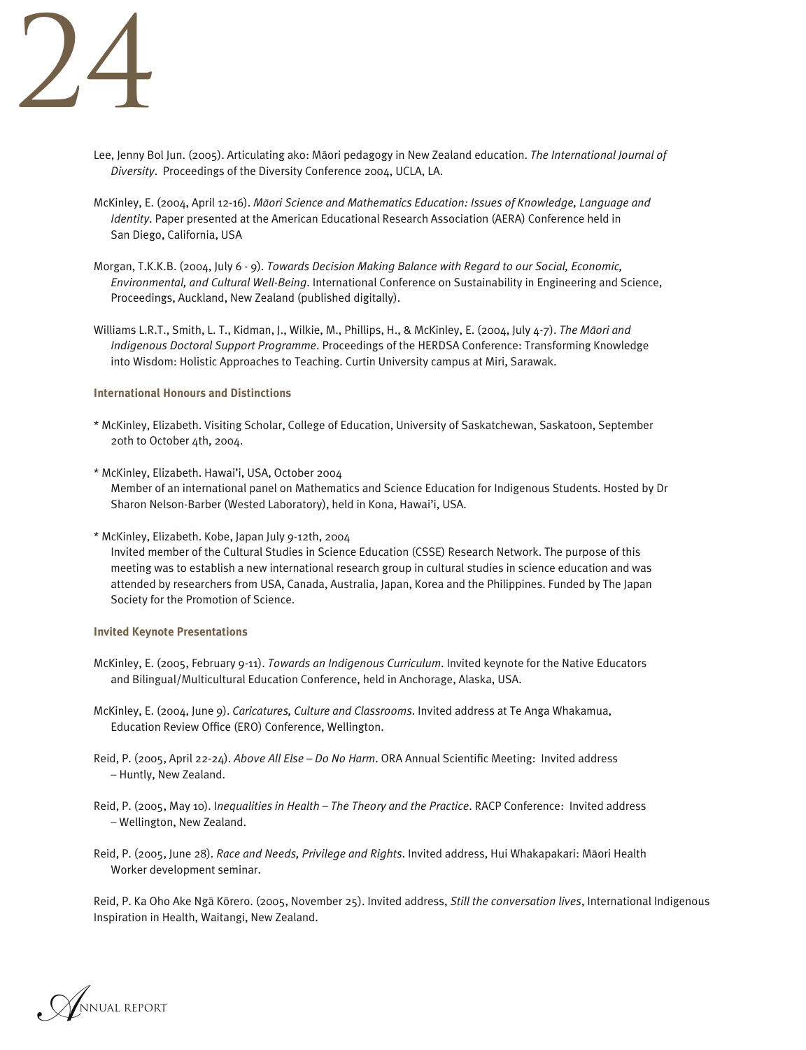Lee, Jenny Bol Jun. (2005). Articulating ako: Māori pedagogy in New Zealand education. *The International Journal of Diversity*. Proceedings of the Diversity Conference 2004, UCLA, LA.

McKinley, E. (2004, April 12-16). *Māori Science and Mathematics Education: Issues of Knowledge, Language and Identity*. Paper presented at the American Educational Research Association (AERA) Conference held in San Diego, California, USA

Morgan, T.K.K.B. (2004, July 6 - 9). *Towards Decision Making Balance with Regard to our Social, Economic, Environmental, and Cultural Well-Being*. International Conference on Sustainability in Engineering and Science, Proceedings, Auckland, New Zealand (published digitally).

Williams L.R.T., Smith, L. T., Kidman, J., Wilkie, M., Phillips, H., & McKinley, E. (2004, July 4-7). *The Māori and Indigenous Doctoral Support Programme*. Proceedings of the HERDSA Conference: Transforming Knowledge into Wisdom: Holistic Approaches to Teaching. Curtin University campus at Miri, Sarawak.

**International Honours and Distinctions**

* McKinley, Elizabeth. Visiting Scholar, College of Education, University of Saskatchewan, Saskatoon, September 20th to October 4th, 2004.

* McKinley, Elizabeth. Hawai'i, USA, October 2004
  Member of an international panel on Mathematics and Science Education for Indigenous Students. Hosted by Dr Sharon Nelson-Barber (Wested Laboratory), held in Kona, Hawai'i, USA.

* McKinley, Elizabeth. Kobe, Japan July 9-12th, 2004
  Invited member of the Cultural Studies in Science Education (CSSE) Research Network. The purpose of this meeting was to establish a new international research group in cultural studies in science education and was attended by researchers from USA, Canada, Australia, Japan, Korea and the Philippines. Funded by The Japan Society for the Promotion of Science.

**Invited Keynote Presentations**

McKinley, E. (2005, February 9-11). *Towards an Indigenous Curriculum*. Invited keynote for the Native Educators and Bilingual/Multicultural Education Conference, held in Anchorage, Alaska, USA.

McKinley, E. (2004, June 9). *Caricatures, Culture and Classrooms*. Invited address at Te Anga Whakamua, Education Review Office (ERO) Conference, Wellington.

Reid, P. (2005, April 22-24). *Above All Else – Do No Harm*. ORA Annual Scientific Meeting: Invited address – Huntly, New Zealand.

Reid, P. (2005, May 10). *Inequalities in Health – The Theory and the Practice*. RACP Conference: Invited address – Wellington, New Zealand.

Reid, P. (2005, June 28). *Race and Needs, Privilege and Rights*. Invited address, Hui Whakapakari: Māori Health Worker development seminar.

Reid, P. Ka Oho Ake Ngā Kōrero. (2005, November 25). Invited address, *Still the conversation lives*, International Indigenous Inspiration in Health, Waitangi, New Zealand.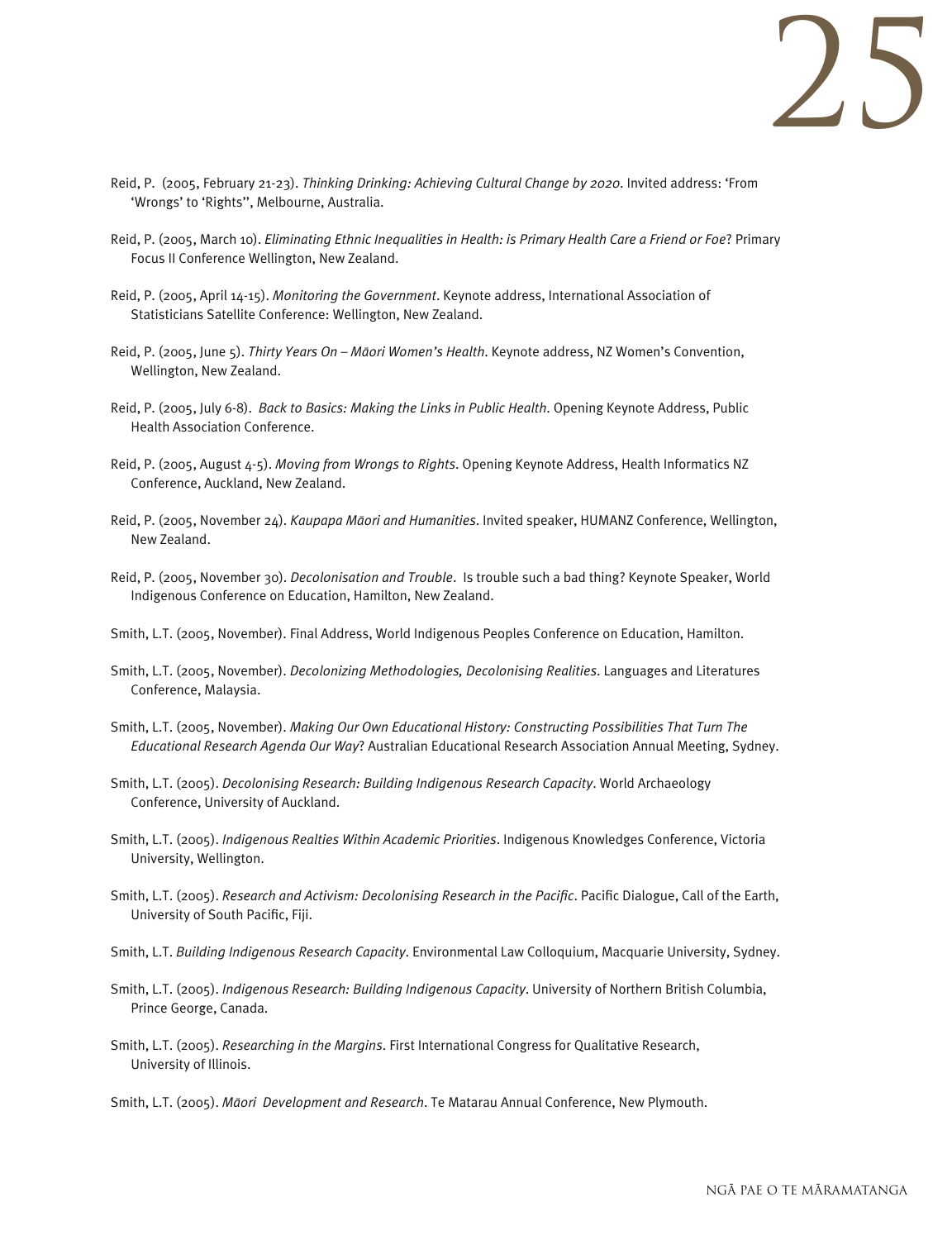Reid, P. (2005, February 21-23). *Thinking Drinking: Achieving Cultural Change by 2020*. Invited address: 'From 'Wrongs' to 'Rights'', Melbourne, Australia.

Reid, P. (2005, March 10). *Eliminating Ethnic Inequalities in Health: is Primary Health Care a Friend or Foe*? Primary Focus II Conference Wellington, New Zealand.

Reid, P. (2005, April 14-15). *Monitoring the Government*. Keynote address, International Association of Statisticians Satellite Conference: Wellington, New Zealand.

Reid, P. (2005, June 5). *Thirty Years On – Māori Women's Health*. Keynote address, NZ Women's Convention, Wellington, New Zealand.

Reid, P. (2005, July 6-8). *Back to Basics: Making the Links in Public Health*. Opening Keynote Address, Public Health Association Conference.

Reid, P. (2005, August 4-5). *Moving from Wrongs to Rights*. Opening Keynote Address, Health Informatics NZ Conference, Auckland, New Zealand.

Reid, P. (2005, November 24). *Kaupapa Māori and Humanities*. Invited speaker, HUMANZ Conference, Wellington, New Zealand.

Reid, P. (2005, November 30). *Decolonisation and Trouble*. Is trouble such a bad thing? Keynote Speaker, World Indigenous Conference on Education, Hamilton, New Zealand.

Smith, L.T. (2005, November). Final Address, World Indigenous Peoples Conference on Education, Hamilton.

Smith, L.T. (2005, November). *Decolonizing Methodologies, Decolonising Realities*. Languages and Literatures Conference, Malaysia.

Smith, L.T. (2005, November). *Making Our Own Educational History: Constructing Possibilities That Turn The Educational Research Agenda Our Way*? Australian Educational Research Association Annual Meeting, Sydney.

Smith, L.T. (2005). *Decolonising Research: Building Indigenous Research Capacity*. World Archaeology Conference, University of Auckland.

Smith, L.T. (2005). *Indigenous Realties Within Academic Priorities*. Indigenous Knowledges Conference, Victoria University, Wellington.

Smith, L.T. (2005). *Research and Activism: Decolonising Research in the Pacific*. Pacific Dialogue, Call of the Earth, University of South Pacific, Fiji.

Smith, L.T. *Building Indigenous Research Capacity*. Environmental Law Colloquium, Macquarie University, Sydney.

Smith, L.T. (2005). *Indigenous Research: Building Indigenous Capacity*. University of Northern British Columbia, Prince George, Canada.

Smith, L.T. (2005). *Researching in the Margins*. First International Congress for Qualitative Research, University of Illinois.

Smith, L.T. (2005). *Māori Development and Research*. Te Matarau Annual Conference, New Plymouth.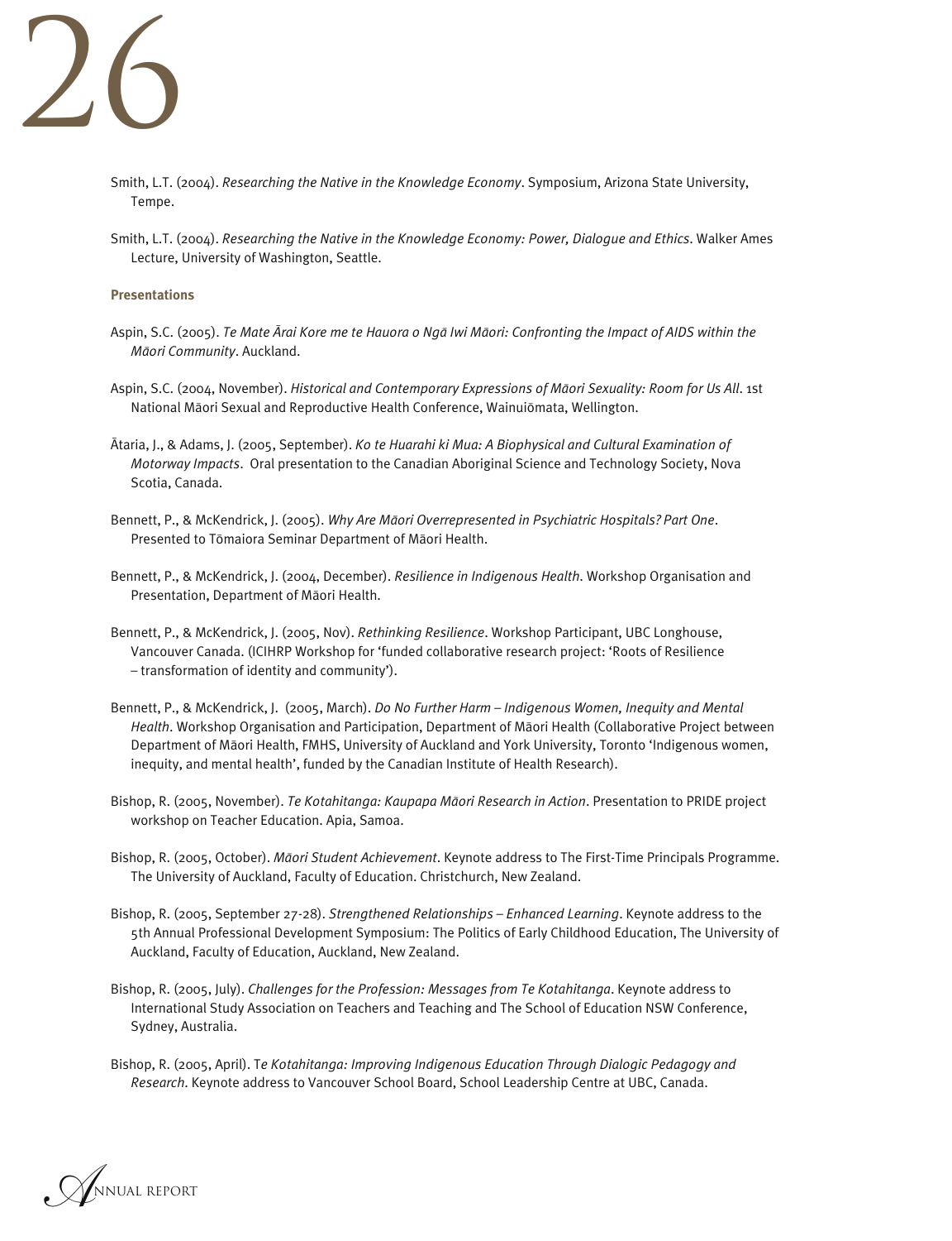Smith, L.T. (2004). *Researching the Native in the Knowledge Economy*. Symposium, Arizona State University, Tempe.

Smith, L.T. (2004). *Researching the Native in the Knowledge Economy: Power, Dialogue and Ethics*. Walker Ames Lecture, University of Washington, Seattle.

### Presentations

Aspin, S.C. (2005). *Te Mate Ārai Kore me te Hauora o Ngā Iwi Māori: Confronting the Impact of AIDS within the Māori Community*. Auckland.

Aspin, S.C. (2004, November). *Historical and Contemporary Expressions of Māori Sexuality: Room for Us All.* 1st National Māori Sexual and Reproductive Health Conference, Wainuiōmata, Wellington.

Ātaria, J., & Adams, J. (2005, September). *Ko te Huarahi ki Mua: A Biophysical and Cultural Examination of Motorway Impacts*. Oral presentation to the Canadian Aboriginal Science and Technology Society, Nova Scotia, Canada.

Bennett, P., & McKendrick, J. (2005). *Why Are Māori Overrepresented in Psychiatric Hospitals? Part One*. Presented to Tōmaiora Seminar Department of Māori Health.

Bennett, P., & McKendrick, J. (2004, December). *Resilience in Indigenous Health*. Workshop Organisation and Presentation, Department of Māori Health.

Bennett, P., & McKendrick, J. (2005, Nov). *Rethinking Resilience*. Workshop Participant, UBC Longhouse, Vancouver Canada. (ICIHRP Workshop for 'funded collaborative research project: 'Roots of Resilience – transformation of identity and community').

Bennett, P., & McKendrick, J. (2005, March). *Do No Further Harm – Indigenous Women, Inequity and Mental Health*. Workshop Organisation and Participation, Department of Māori Health (Collaborative Project between Department of Māori Health, FMHS, University of Auckland and York University, Toronto 'Indigenous women, inequity, and mental health', funded by the Canadian Institute of Health Research).

Bishop, R. (2005, November). *Te Kotahitanga: Kaupapa Māori Research in Action*. Presentation to PRIDE project workshop on Teacher Education. Apia, Samoa.

Bishop, R. (2005, October). *Māori Student Achievement*. Keynote address to The First-Time Principals Programme. The University of Auckland, Faculty of Education. Christchurch, New Zealand.

Bishop, R. (2005, September 27-28). *Strengthened Relationships – Enhanced Learning*. Keynote address to the 5th Annual Professional Development Symposium: The Politics of Early Childhood Education, The University of Auckland, Faculty of Education, Auckland, New Zealand.

Bishop, R. (2005, July). *Challenges for the Profession: Messages from Te Kotahitanga*. Keynote address to International Study Association on Teachers and Teaching and The School of Education NSW Conference, Sydney, Australia.

Bishop, R. (2005, April). T*e Kotahitanga: Improving Indigenous Education Through Dialogic Pedagogy and Research.* Keynote address to Vancouver School Board, School Leadership Centre at UBC, Canada.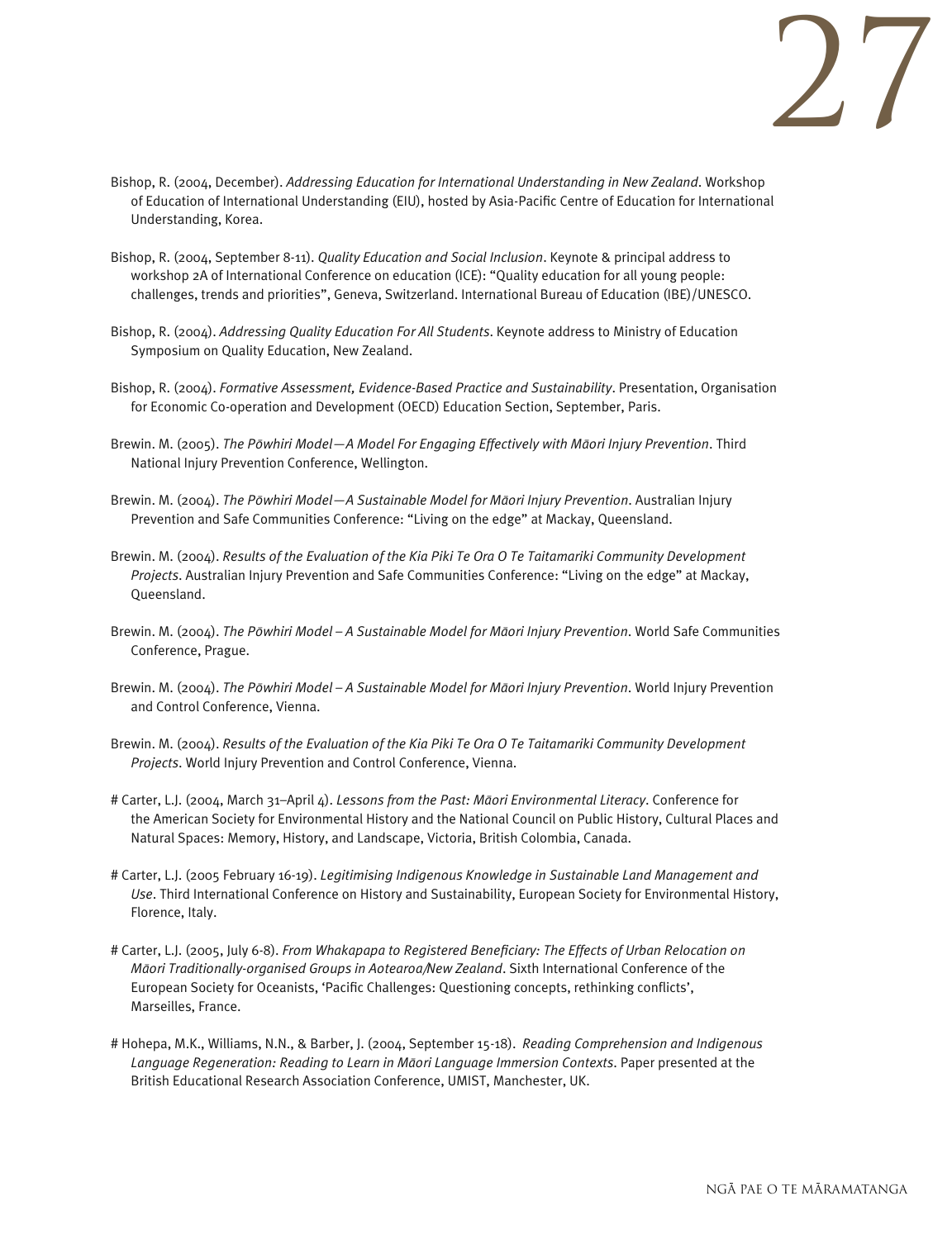Bishop, R. (2004, December). *Addressing Education for International Understanding in New Zealand*. Workshop of Education of International Understanding (EIU), hosted by Asia-Pacific Centre of Education for International Understanding, Korea.

Bishop, R. (2004, September 8-11). *Quality Education and Social Inclusion*. Keynote & principal address to workshop 2A of International Conference on education (ICE): "Quality education for all young people: challenges, trends and priorities", Geneva, Switzerland. International Bureau of Education (IBE)/UNESCO.

Bishop, R. (2004). *Addressing Quality Education For All Students*. Keynote address to Ministry of Education Symposium on Quality Education, New Zealand.

Bishop, R. (2004). *Formative Assessment, Evidence-Based Practice and Sustainability*. Presentation, Organisation for Economic Co-operation and Development (OECD) Education Section, September, Paris.

Brewin. M. (2005). *The Pōwhiri Model—A Model For Engaging Effectively with Māori Injury Prevention*. Third National Injury Prevention Conference, Wellington.

Brewin. M. (2004). *The Pōwhiri Model—A Sustainable Model for Māori Injury Prevention*. Australian Injury Prevention and Safe Communities Conference: "Living on the edge" at Mackay, Queensland.

Brewin. M. (2004). *Results of the Evaluation of the Kia Piki Te Ora O Te Taitamariki Community Development Projects*. Australian Injury Prevention and Safe Communities Conference: "Living on the edge" at Mackay, Queensland.

Brewin. M. (2004). *The Pōwhiri Model – A Sustainable Model for Māori Injury Prevention*. World Safe Communities Conference, Prague.

Brewin. M. (2004). *The Pōwhiri Model – A Sustainable Model for Māori Injury Prevention*. World Injury Prevention and Control Conference, Vienna.

Brewin. M. (2004). *Results of the Evaluation of the Kia Piki Te Ora O Te Taitamariki Community Development Projects*. World Injury Prevention and Control Conference, Vienna.

# Carter, L.J. (2004, March 31–April 4). *Lessons from the Past: Māori Environmental Literacy*. Conference for the American Society for Environmental History and the National Council on Public History, Cultural Places and Natural Spaces: Memory, History, and Landscape, Victoria, British Colombia, Canada.

# Carter, L.J. (2005 February 16-19). *Legitimising Indigenous Knowledge in Sustainable Land Management and Use*. Third International Conference on History and Sustainability, European Society for Environmental History, Florence, Italy.

# Carter, L.J. (2005, July 6-8). *From Whakapapa to Registered Beneficiary: The Effects of Urban Relocation on Māori Traditionally-organised Groups in Aotearoa/New Zealand*. Sixth International Conference of the European Society for Oceanists, 'Pacific Challenges: Questioning concepts, rethinking conflicts', Marseilles, France.

# Hohepa, M.K., Williams, N.N., & Barber, J. (2004, September 15-18). *Reading Comprehension and Indigenous Language Regeneration: Reading to Learn in Māori Language Immersion Contexts*. Paper presented at the British Educational Research Association Conference, UMIST, Manchester, UK.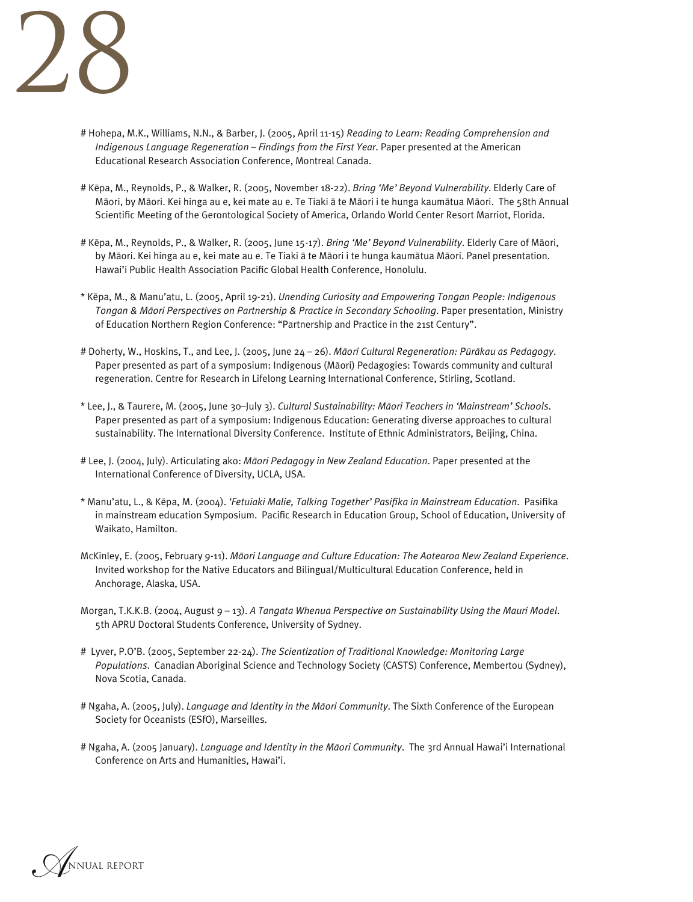# Hohepa, M.K., Williams, N.N., & Barber, J. (2005, April 11-15) *Reading to Learn: Reading Comprehension and Indigenous Language Regeneration – Findings from the First Year*. Paper presented at the American Educational Research Association Conference, Montreal Canada.

# Kēpa, M., Reynolds, P., & Walker, R. (2005, November 18-22). *Bring 'Me' Beyond Vulnerability*. Elderly Care of Māori, by Māori. Kei hinga au e, kei mate au e. Te Tiaki ā te Māori i te hunga kaumātua Māori. The 58th Annual Scientific Meeting of the Gerontological Society of America, Orlando World Center Resort Marriot, Florida.

# Kēpa, M., Reynolds, P., & Walker, R. (2005, June 15-17). *Bring 'Me' Beyond Vulnerability*. Elderly Care of Māori, by Māori. Kei hinga au e, kei mate au e. Te Tiaki ā te Māori i te hunga kaumātua Māori. Panel presentation. Hawai'i Public Health Association Pacific Global Health Conference, Honolulu.

* Kēpa, M., & Manu'atu, L. (2005, April 19-21). *Unending Curiosity and Empowering Tongan People: Indigenous Tongan & Māori Perspectives on Partnership & Practice in Secondary Schooling*. Paper presentation, Ministry of Education Northern Region Conference: "Partnership and Practice in the 21st Century".

# Doherty, W., Hoskins, T., and Lee, J. (2005, June 24 – 26). *Māori Cultural Regeneration: Pūrākau as Pedagogy*. Paper presented as part of a symposium: Indigenous (Māori) Pedagogies: Towards community and cultural regeneration. Centre for Research in Lifelong Learning International Conference, Stirling, Scotland.

* Lee, J., & Taurere, M. (2005, June 30–July 3). *Cultural Sustainability: Māori Teachers in 'Mainstream' Schools*. Paper presented as part of a symposium: Indigenous Education: Generating diverse approaches to cultural sustainability. The International Diversity Conference. Institute of Ethnic Administrators, Beijing, China.

# Lee, J. (2004, July). Articulating ako: *Māori Pedagogy in New Zealand Education*. Paper presented at the International Conference of Diversity, UCLA, USA.

* Manu'atu, L., & Kēpa, M. (2004). *'Fetuiaki Malie, Talking Together' Pasifika in Mainstream Education*. Pasifika in mainstream education Symposium. Pacific Research in Education Group, School of Education, University of Waikato, Hamilton.

McKinley, E. (2005, February 9-11). *Māori Language and Culture Education: The Aotearoa New Zealand Experience*. Invited workshop for the Native Educators and Bilingual/Multicultural Education Conference, held in Anchorage, Alaska, USA.

Morgan, T.K.K.B. (2004, August 9 – 13). *A Tangata Whenua Perspective on Sustainability Using the Mauri Model*. 5th APRU Doctoral Students Conference, University of Sydney.

# Lyver, P.O'B. (2005, September 22-24). *The Scientization of Traditional Knowledge: Monitoring Large Populations*. Canadian Aboriginal Science and Technology Society (CASTS) Conference, Membertou (Sydney), Nova Scotia, Canada.

# Ngaha, A. (2005, July). *Language and Identity in the Māori Community*. The Sixth Conference of the European Society for Oceanists (ESfO), Marseilles.

# Ngaha, A. (2005 January). *Language and Identity in the Māori Community*. The 3rd Annual Hawai'i International Conference on Arts and Humanities, Hawai'i.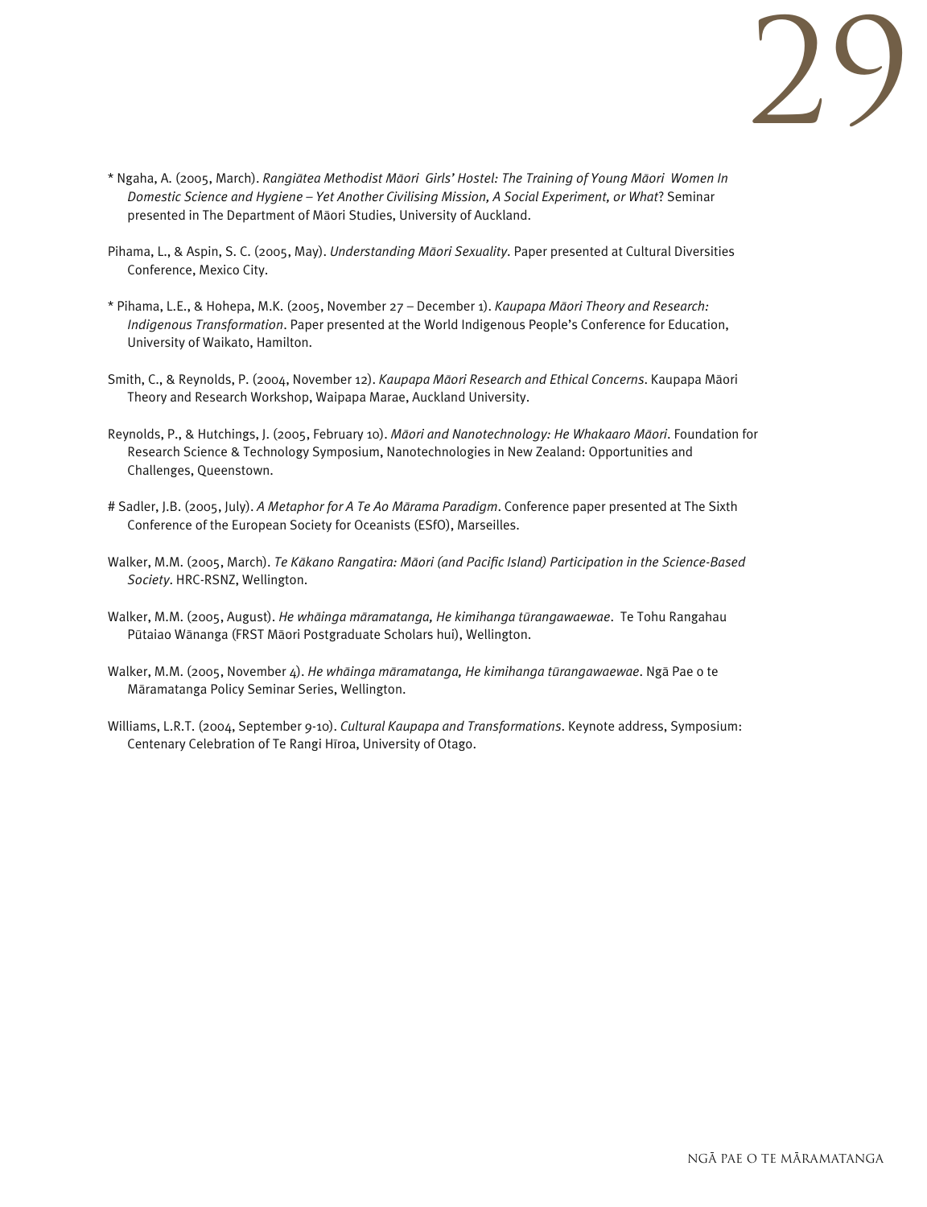* Ngaha, A. (2005, March). *Rangiātea Methodist Māori Girls' Hostel: The Training of Young Māori Women In Domestic Science and Hygiene – Yet Another Civilising Mission, A Social Experiment, or What*? Seminar presented in The Department of Māori Studies, University of Auckland.

Pihama, L., & Aspin, S. C. (2005, May). *Understanding Māori Sexuality*. Paper presented at Cultural Diversities Conference, Mexico City.

* Pihama, L.E., & Hohepa, M.K. (2005, November 27 – December 1). *Kaupapa Māori Theory and Research: Indigenous Transformation*. Paper presented at the World Indigenous People's Conference for Education, University of Waikato, Hamilton.

Smith, C., & Reynolds, P. (2004, November 12). *Kaupapa Māori Research and Ethical Concerns*. Kaupapa Māori Theory and Research Workshop, Waipapa Marae, Auckland University.

Reynolds, P., & Hutchings, J. (2005, February 10). *Māori and Nanotechnology: He Whakaaro Māori*. Foundation for Research Science & Technology Symposium, Nanotechnologies in New Zealand: Opportunities and Challenges, Queenstown.

# Sadler, J.B. (2005, July). *A Metaphor for A Te Ao Mārama Paradigm*. Conference paper presented at The Sixth Conference of the European Society for Oceanists (ESfO), Marseilles.

Walker, M.M. (2005, March). *Te Kākano Rangatira: Māori (and Pacific Island) Participation in the Science-Based Society*. HRC-RSNZ, Wellington.

Walker, M.M. (2005, August). *He whāinga māramatanga, He kimihanga tūrangawaewae*. Te Tohu Rangahau Pūtaiao Wānanga (FRST Māori Postgraduate Scholars hui), Wellington.

Walker, M.M. (2005, November 4). *He whāinga māramatanga, He kimihanga tūrangawaewae*. Ngā Pae o te Māramatanga Policy Seminar Series, Wellington.

Williams, L.R.T. (2004, September 9-10). *Cultural Kaupapa and Transformations*. Keynote address, Symposium: Centenary Celebration of Te Rangi Hīroa, University of Otago.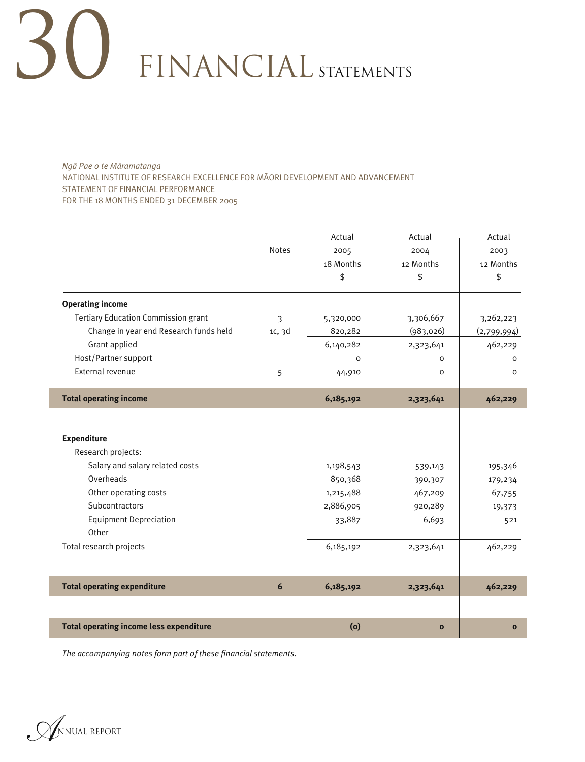# FINANCIAL STATEMENTS

*Ngā Pae o te Māramatanga*
NATIONAL INSTITUTE OF RESEARCH EXCELLENCE FOR MĀORI DEVELOPMENT AND ADVANCEMENT
STATEMENT OF FINANCIAL PERFORMANCE
FOR THE 18 MONTHS ENDED 31 DECEMBER 2005

| | Notes | Actual 2005 18 Months $ | Actual 2004 12 Months $ | Actual 2003 12 Months $ |
|---|---|---|---|---|
| **Operating income** | | | | |
| Tertiary Education Commission grant | 3 | 5,320,000 | 3,306,667 | 3,262,223 |
| Change in year end Research funds held | 1c, 3d | 820,282 | (983,026) | (2,799,994) |
| Grant applied | | 6,140,282 | 2,323,641 | 462,229 |
| Host/Partner support | | 0 | 0 | 0 |
| External revenue | 5 | 44,910 | 0 | 0 |
| **Total operating income** | | **6,185,192** | **2,323,641** | **462,229** |
| **Expenditure** | | | | |
| Research projects: | | | | |
| Salary and salary related costs | | 1,198,543 | 539,143 | 195,346 |
| Overheads | | 850,368 | 390,307 | 179,234 |
| Other operating costs | | 1,215,488 | 467,209 | 67,755 |
| Subcontractors | | 2,886,905 | 920,289 | 19,373 |
| Equipment Depreciation | | 33,887 | 6,693 | 521 |
| Other | | | | |
| Total research projects | | 6,185,192 | 2,323,641 | 462,229 |
| **Total operating expenditure** | **6** | **6,185,192** | **2,323,641** | **462,229** |
| **Total operating income less expenditure** | | **(0)** | **0** | **0** |

*The accompanying notes form part of these financial statements.*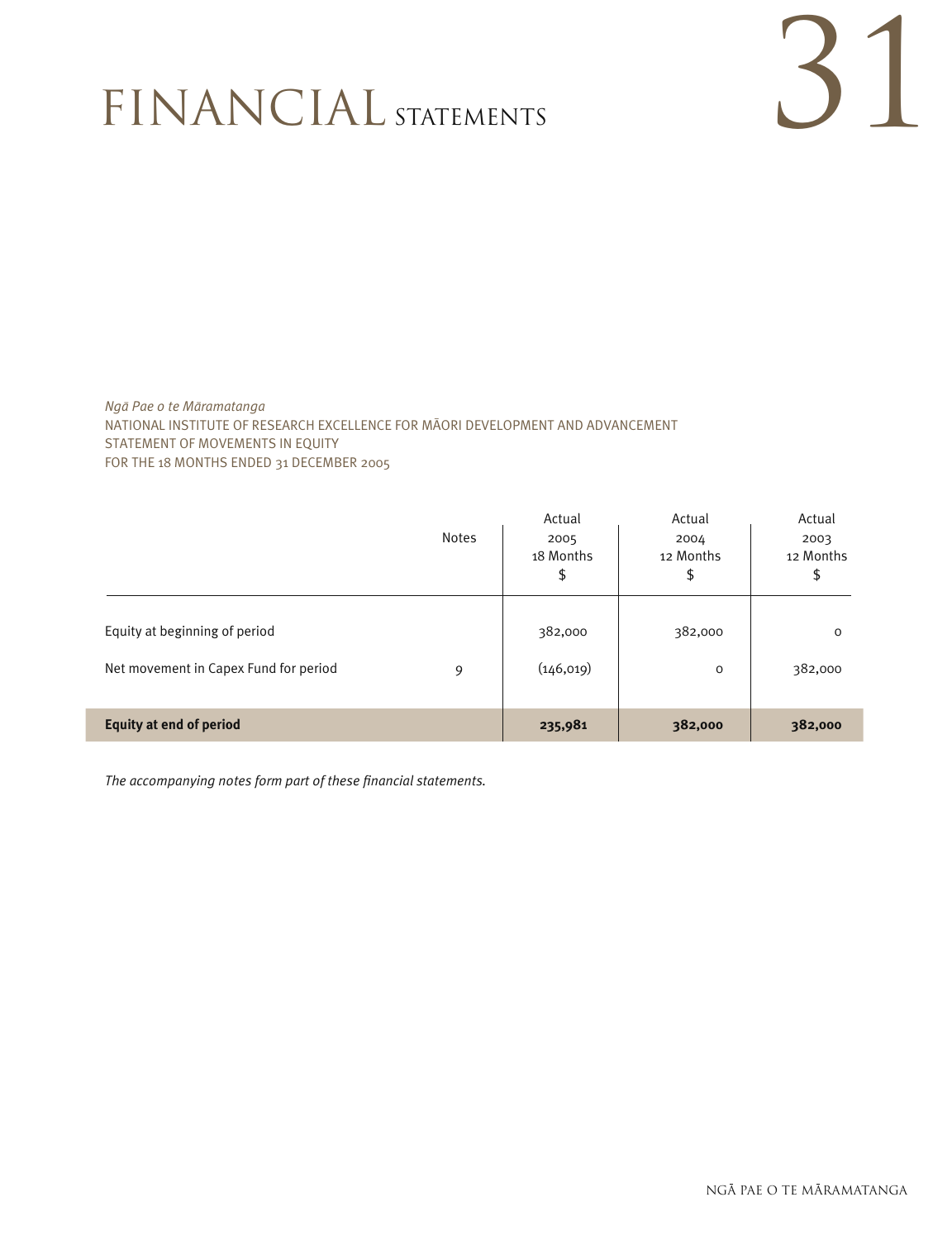# FINANCIAL STATEMENTS

*Ngā Pae o te Māramatanga*
NATIONAL INSTITUTE OF RESEARCH EXCELLENCE FOR MĀORI DEVELOPMENT AND ADVANCEMENT
STATEMENT OF MOVEMENTS IN EQUITY
FOR THE 18 MONTHS ENDED 31 DECEMBER 2005

| | Notes | Actual 2005 18 Months $ | Actual 2004 12 Months $ | Actual 2003 12 Months $ |
|---|---|---|---|---|
| Equity at beginning of period | | 382,000 | 382,000 | 0 |
| Net movement in Capex Fund for period | 9 | (146,019) | 0 | 382,000 |
| **Equity at end of period** | | **235,981** | **382,000** | **382,000** |

*The accompanying notes form part of these financial statements.*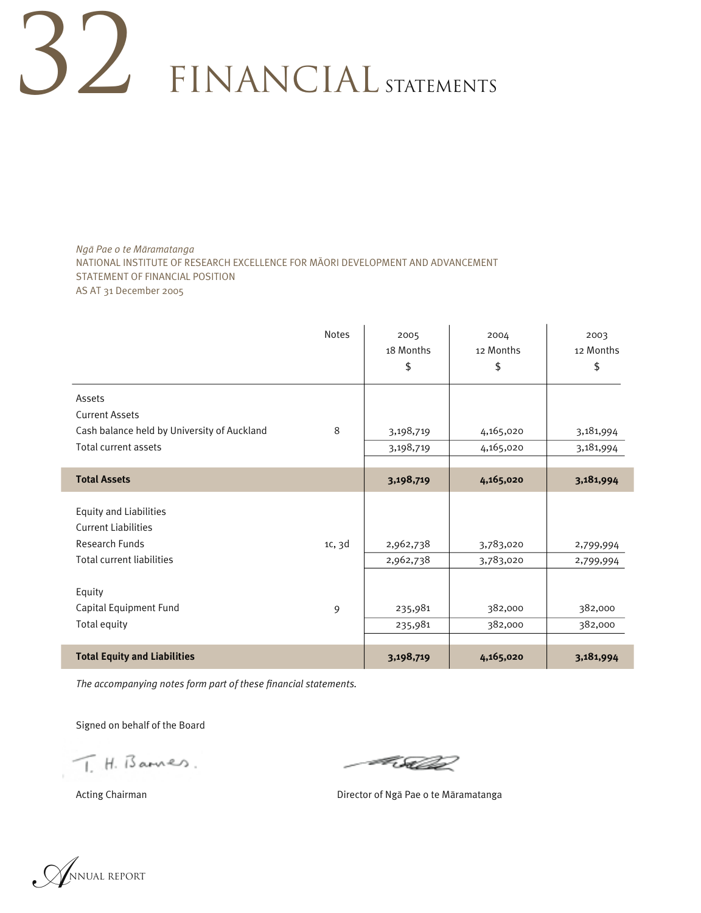# 32 FINANCIAL STATEMENTS

*Ngā Pae o te Māramatanga*
NATIONAL INSTITUTE OF RESEARCH EXCELLENCE FOR MĀORI DEVELOPMENT AND ADVANCEMENT
STATEMENT OF FINANCIAL POSITION
AS AT 31 December 2005

| | Notes | 2005 18 Months $ | 2004 12 Months $ | 2003 12 Months $ |
|---|---|---|---|---|
| Assets | | | | |
| Current Assets | | | | |
| Cash balance held by University of Auckland | 8 | 3,198,719 | 4,165,020 | 3,181,994 |
| Total current assets | | 3,198,719 | 4,165,020 | 3,181,994 |
| **Total Assets** | | **3,198,719** | **4,165,020** | **3,181,994** |
| Equity and Liabilities | | | | |
| Current Liabilities | | | | |
| Research Funds | 1c, 3d | 2,962,738 | 3,783,020 | 2,799,994 |
| Total current liabilities | | 2,962,738 | 3,783,020 | 2,799,994 |
| Equity | | | | |
| Capital Equipment Fund | 9 | 235,981 | 382,000 | 382,000 |
| Total equity | | 235,981 | 382,000 | 382,000 |
| **Total Equity and Liabilities** | | **3,198,719** | **4,165,020** | **3,181,994** |

*The accompanying notes form part of these financial statements.*

Signed on behalf of the Board

T. H. Barnes.

Acting Chairman

Director of Ngā Pae o te Māramatanga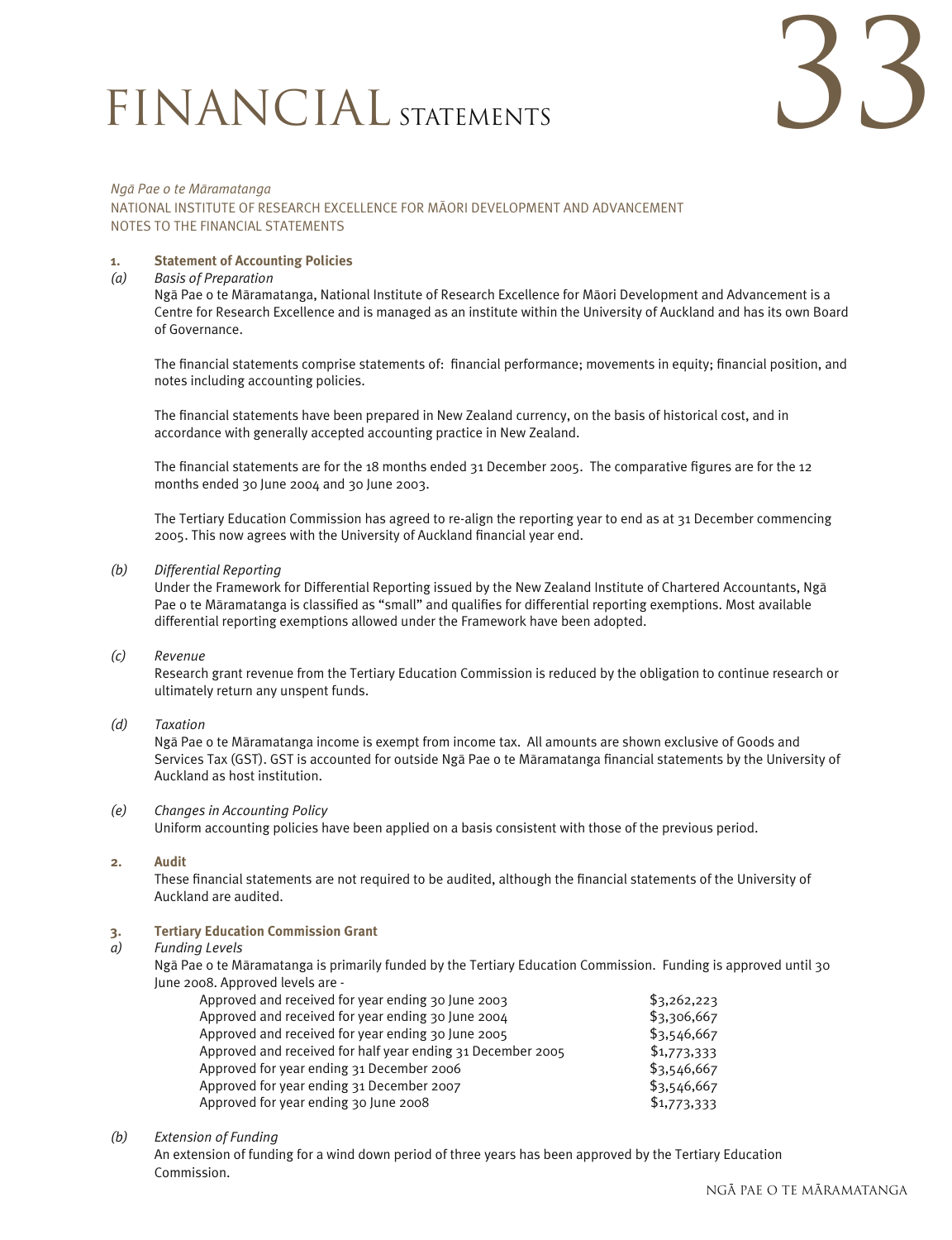# FINANCIAL STATEMENTS

*Ngā Pae o te Māramatanga*

NATIONAL INSTITUTE OF RESEARCH EXCELLENCE FOR MĀORI DEVELOPMENT AND ADVANCEMENT

NOTES TO THE FINANCIAL STATEMENTS

**1. Statement of Accounting Policies**

*(a) Basis of Preparation*

Ngā Pae o te Māramatanga, National Institute of Research Excellence for Māori Development and Advancement is a Centre for Research Excellence and is managed as an institute within the University of Auckland and has its own Board of Governance.

The financial statements comprise statements of: financial performance; movements in equity; financial position, and notes including accounting policies.

The financial statements have been prepared in New Zealand currency, on the basis of historical cost, and in accordance with generally accepted accounting practice in New Zealand.

The financial statements are for the 18 months ended 31 December 2005. The comparative figures are for the 12 months ended 30 June 2004 and 30 June 2003.

The Tertiary Education Commission has agreed to re-align the reporting year to end as at 31 December commencing 2005. This now agrees with the University of Auckland financial year end.

*(b) Differential Reporting*

Under the Framework for Differential Reporting issued by the New Zealand Institute of Chartered Accountants, Ngā Pae o te Māramatanga is classified as "small" and qualifies for differential reporting exemptions. Most available differential reporting exemptions allowed under the Framework have been adopted.

*(c) Revenue*

Research grant revenue from the Tertiary Education Commission is reduced by the obligation to continue research or ultimately return any unspent funds.

*(d) Taxation*

Ngā Pae o te Māramatanga income is exempt from income tax. All amounts are shown exclusive of Goods and Services Tax (GST). GST is accounted for outside Ngā Pae o te Māramatanga financial statements by the University of Auckland as host institution.

*(e) Changes in Accounting Policy*

Uniform accounting policies have been applied on a basis consistent with those of the previous period.

**2. Audit**

These financial statements are not required to be audited, although the financial statements of the University of Auckland are audited.

**3. Tertiary Education Commission Grant**

*a) Funding Levels*

Ngā Pae o te Māramatanga is primarily funded by the Tertiary Education Commission. Funding is approved until 30 June 2008. Approved levels are -

| | |
|---|---|
| Approved and received for year ending 30 June 2003 | $3,262,223 |
| Approved and received for year ending 30 June 2004 | $3,306,667 |
| Approved and received for year ending 30 June 2005 | $3,546,667 |
| Approved and received for half year ending 31 December 2005 | $1,773,333 |
| Approved for year ending 31 December 2006 | $3,546,667 |
| Approved for year ending 31 December 2007 | $3,546,667 |
| Approved for year ending 30 June 2008 | $1,773,333 |

*(b) Extension of Funding*

An extension of funding for a wind down period of three years has been approved by the Tertiary Education Commission.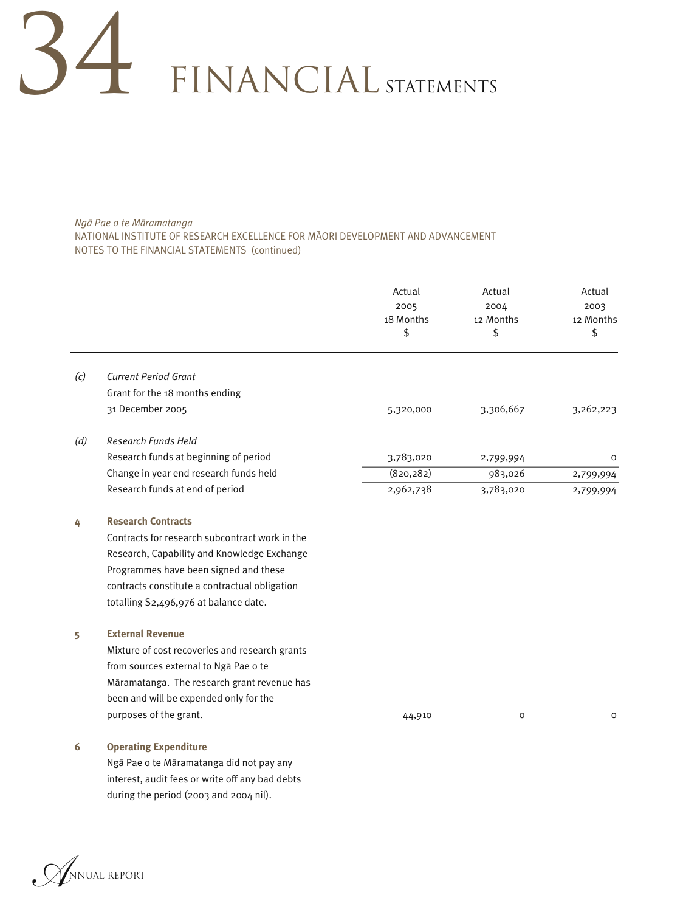*Ngā Pae o te Māramatanga*
NATIONAL INSTITUTE OF RESEARCH EXCELLENCE FOR MĀORI DEVELOPMENT AND ADVANCEMENT
NOTES TO THE FINANCIAL STATEMENTS (continued)

| | | Actual 2005 18 Months $ | Actual 2004 12 Months $ | Actual 2003 12 Months $ |
|---|---|---|---|---|
| *(c)* | *Current Period Grant* | | | |
| | Grant for the 18 months ending 31 December 2005 | 5,320,000 | 3,306,667 | 3,262,223 |
| *(d)* | *Research Funds Held* | | | |
| | Research funds at beginning of period | 3,783,020 | 2,799,994 | 0 |
| | Change in year end research funds held | (820,282) | 983,026 | 2,799,994 |
| | Research funds at end of period | 2,962,738 | 3,783,020 | 2,799,994 |
| **4** | **Research Contracts** | | | |
| | Contracts for research subcontract work in the Research, Capability and Knowledge Exchange Programmes have been signed and these contracts constitute a contractual obligation totalling $2,496,976 at balance date. | | | |
| **5** | **External Revenue** | | | |
| | Mixture of cost recoveries and research grants from sources external to Ngā Pae o te Māramatanga. The research grant revenue has been and will be expended only for the purposes of the grant. | 44,910 | 0 | 0 |
| **6** | **Operating Expenditure** | | | |
| | Ngā Pae o te Māramatanga did not pay any interest, audit fees or write off any bad debts during the period (2003 and 2004 nil). | | | |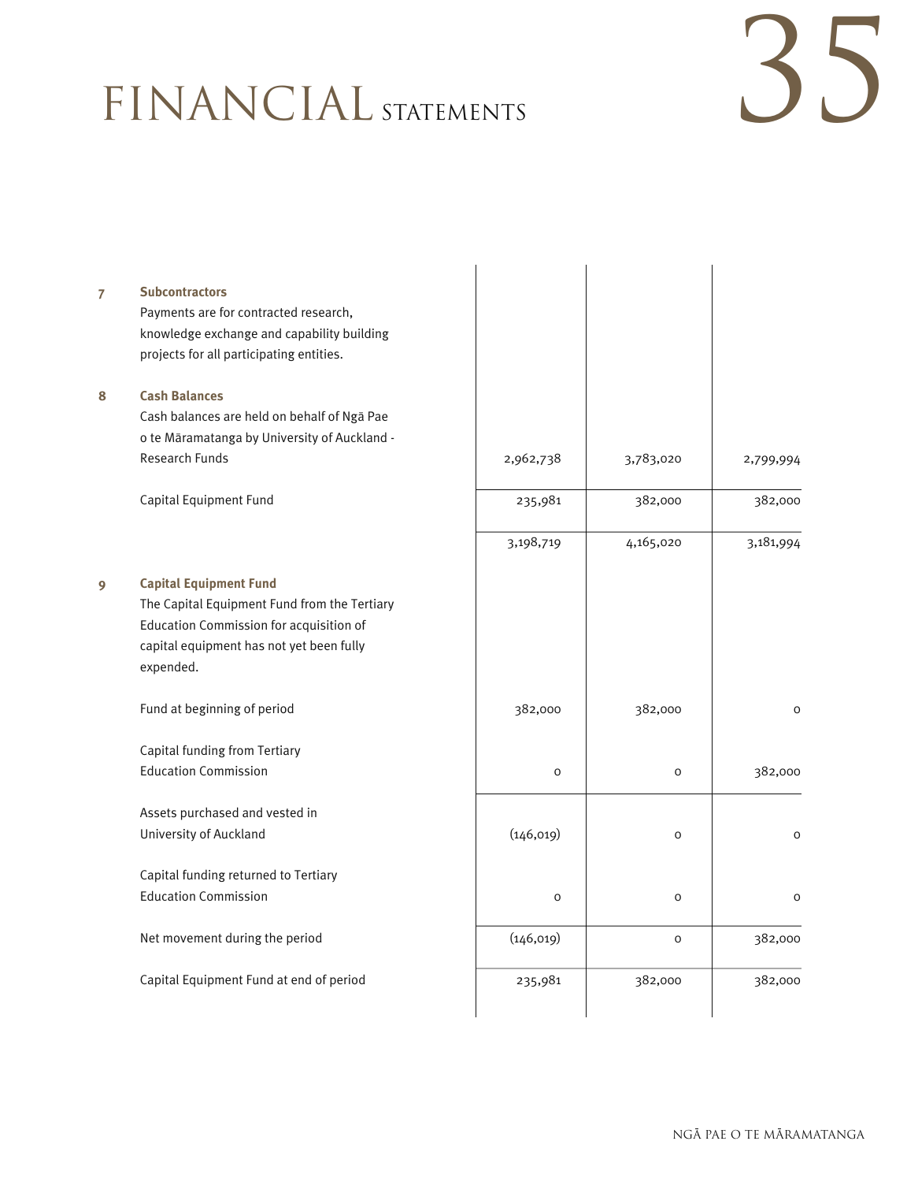# FINANCIAL STATEMENTS

| | | | | |
|---|---|---|---|---|
| **7** | **Subcontractors**<br>Payments are for contracted research, knowledge exchange and capability building projects for all participating entities. | | | |
| **8** | **Cash Balances**<br>Cash balances are held on behalf of Ngā Pae o te Māramatanga by University of Auckland - Research Funds | 2,962,738 | 3,783,020 | 2,799,994 |
| | Capital Equipment Fund | 235,981 | 382,000 | 382,000 |
| | | 3,198,719 | 4,165,020 | 3,181,994 |
| **9** | **Capital Equipment Fund**<br>The Capital Equipment Fund from the Tertiary Education Commission for acquisition of capital equipment has not yet been fully expended. | | | |
| | Fund at beginning of period | 382,000 | 382,000 | 0 |
| | Capital funding from Tertiary Education Commission | 0 | 0 | 382,000 |
| | Assets purchased and vested in University of Auckland | (146,019) | 0 | 0 |
| | Capital funding returned to Tertiary Education Commission | 0 | 0 | 0 |
| | Net movement during the period | (146,019) | 0 | 382,000 |
| | Capital Equipment Fund at end of period | 235,981 | 382,000 | 382,000 |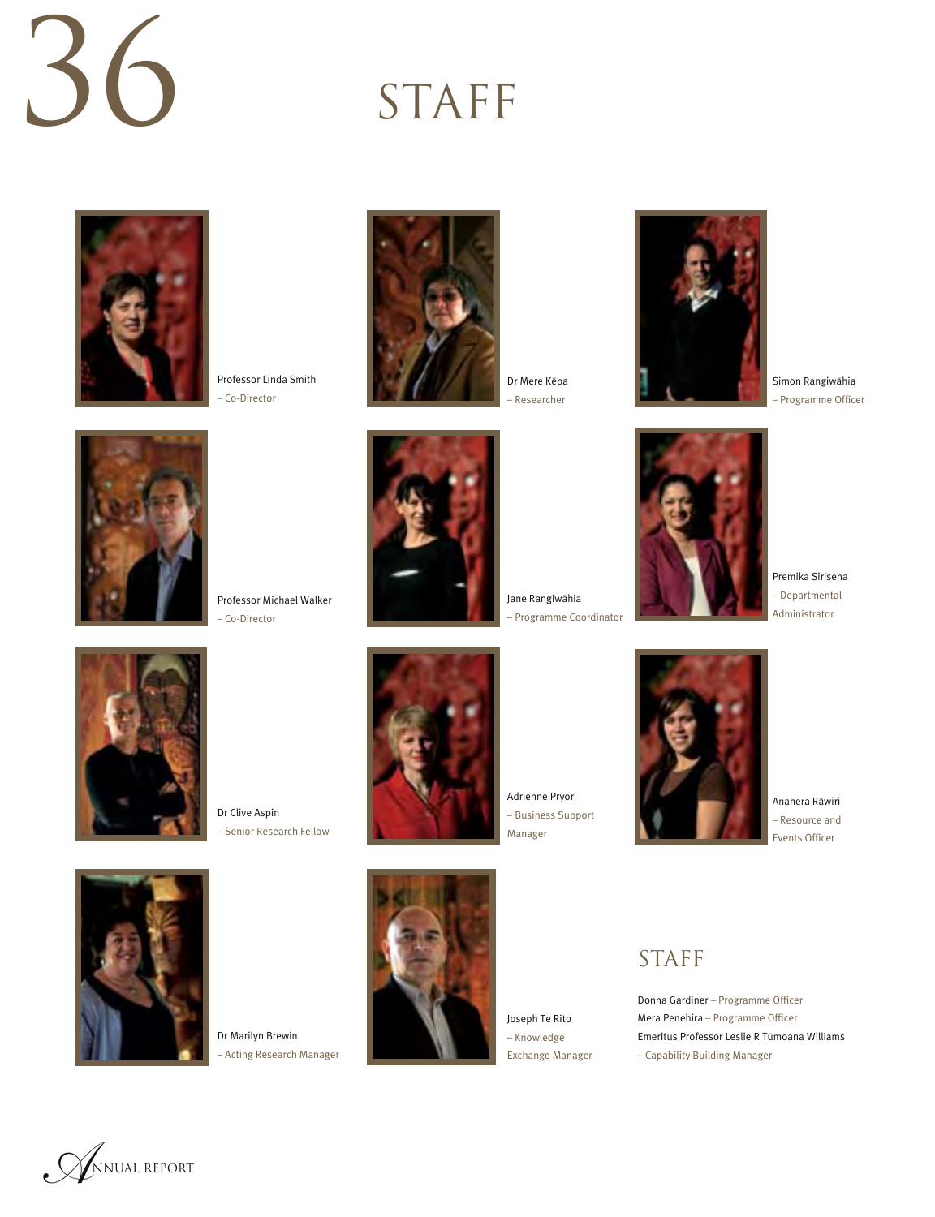# STAFF

Professor Linda Smith
– Co-Director

Dr Mere Kēpa
– Researcher

Simon Rangiwāhia
– Programme Officer

Professor Michael Walker
– Co-Director

Jane Rangiwāhia
– Programme Coordinator

Premika Sirisena
– Departmental Administrator

Dr Clive Aspin
– Senior Research Fellow

Adrienne Pryor
– Business Support Manager

Anahera Rāwiri
– Resource and Events Officer

Dr Marilyn Brewin
– Acting Research Manager

Joseph Te Rito
– Knowledge Exchange Manager

## STAFF

Donna Gardiner – Programme Officer
Mera Penehira – Programme Officer
Emeritus Professor Leslie R Tūmoana Williams – Capability Building Manager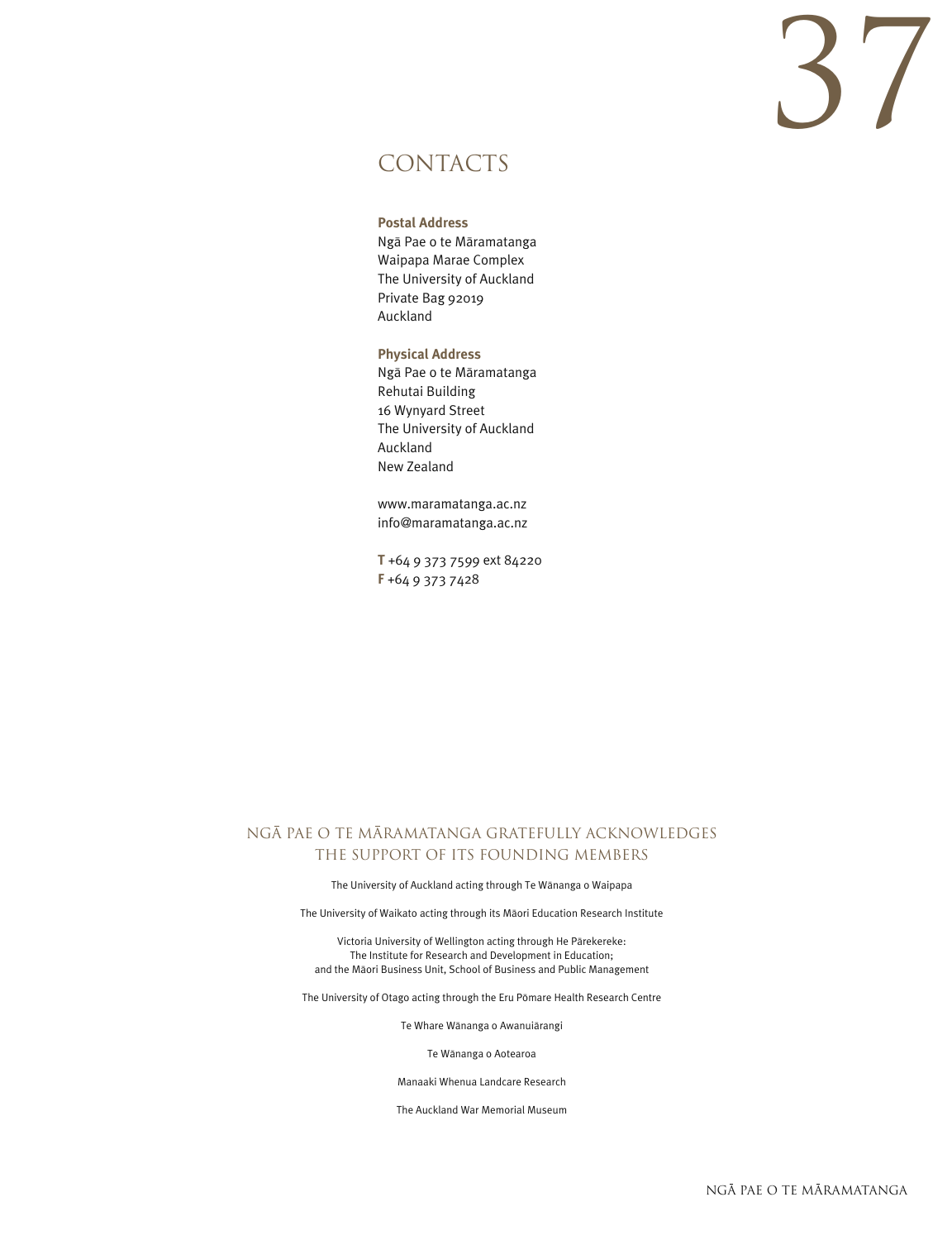# CONTACTS

**Postal Address**
Ngā Pae o te Māramatanga
Waipapa Marae Complex
The University of Auckland
Private Bag 92019
Auckland

**Physical Address**
Ngā Pae o te Māramatanga
Rehutai Building
16 Wynyard Street
The University of Auckland
Auckland
New Zealand

www.maramatanga.ac.nz
info@maramatanga.ac.nz

**T** +64 9 373 7599 ext 84220
**F** +64 9 373 7428

## NGĀ PAE O TE MĀRAMATANGA GRATEFULLY ACKNOWLEDGES THE SUPPORT OF ITS FOUNDING MEMBERS

The University of Auckland acting through Te Wānanga o Waipapa

The University of Waikato acting through its Māori Education Research Institute

Victoria University of Wellington acting through He Pārekereke: The Institute for Research and Development in Education; and the Māori Business Unit, School of Business and Public Management

The University of Otago acting through the Eru Pōmare Health Research Centre

Te Whare Wānanga o Awanuiārangi

Te Wānanga o Aotearoa

Manaaki Whenua Landcare Research

The Auckland War Memorial Museum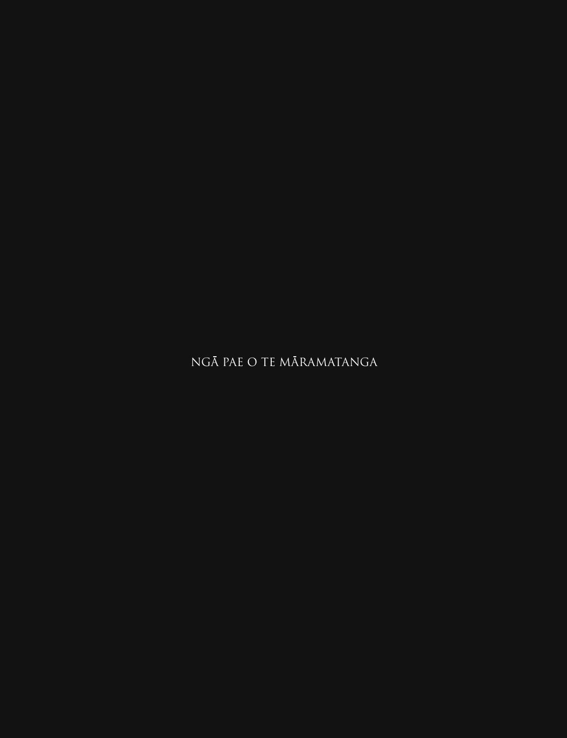NGĀ PAE O TE MĀRAMATANGA